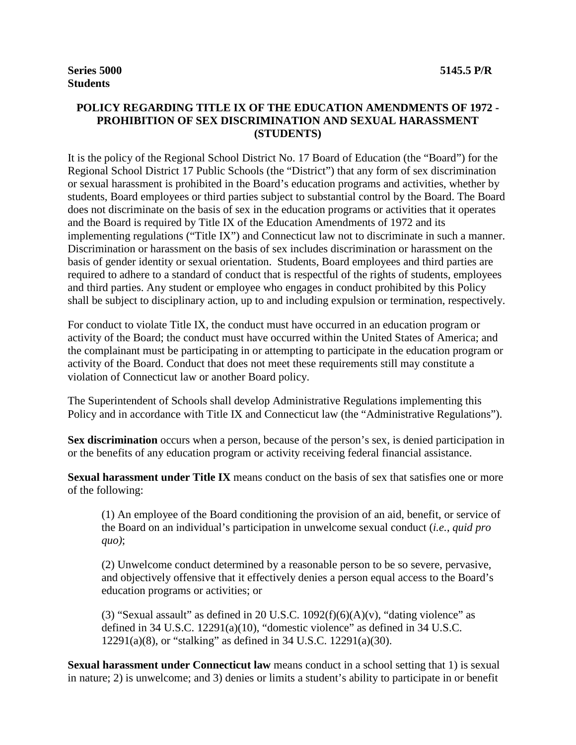**Series 5000** **5145.5 P/R**
**Students**

# POLICY REGARDING TITLE IX OF THE EDUCATION AMENDMENTS OF 1972 - PROHIBITION OF SEX DISCRIMINATION AND SEXUAL HARASSMENT (STUDENTS)

It is the policy of the Regional School District No. 17 Board of Education (the "Board") for the Regional School District 17 Public Schools (the "District") that any form of sex discrimination or sexual harassment is prohibited in the Board's education programs and activities, whether by students, Board employees or third parties subject to substantial control by the Board. The Board does not discriminate on the basis of sex in the education programs or activities that it operates and the Board is required by Title IX of the Education Amendments of 1972 and its implementing regulations ("Title IX") and Connecticut law not to discriminate in such a manner. Discrimination or harassment on the basis of sex includes discrimination or harassment on the basis of gender identity or sexual orientation. Students, Board employees and third parties are required to adhere to a standard of conduct that is respectful of the rights of students, employees and third parties. Any student or employee who engages in conduct prohibited by this Policy shall be subject to disciplinary action, up to and including expulsion or termination, respectively.

For conduct to violate Title IX, the conduct must have occurred in an education program or activity of the Board; the conduct must have occurred within the United States of America; and the complainant must be participating in or attempting to participate in the education program or activity of the Board. Conduct that does not meet these requirements still may constitute a violation of Connecticut law or another Board policy.

The Superintendent of Schools shall develop Administrative Regulations implementing this Policy and in accordance with Title IX and Connecticut law (the "Administrative Regulations").

**Sex discrimination** occurs when a person, because of the person's sex, is denied participation in or the benefits of any education program or activity receiving federal financial assistance.

**Sexual harassment under Title IX** means conduct on the basis of sex that satisfies one or more of the following:

> (1) An employee of the Board conditioning the provision of an aid, benefit, or service of the Board on an individual's participation in unwelcome sexual conduct (*i.e.*, *quid pro quo)*;
>
> (2) Unwelcome conduct determined by a reasonable person to be so severe, pervasive, and objectively offensive that it effectively denies a person equal access to the Board's education programs or activities; or
>
> (3) "Sexual assault" as defined in 20 U.S.C. 1092(f)(6)(A)(v), "dating violence" as defined in 34 U.S.C. 12291(a)(10), "domestic violence" as defined in 34 U.S.C. 12291(a)(8), or "stalking" as defined in 34 U.S.C. 12291(a)(30).

**Sexual harassment under Connecticut law** means conduct in a school setting that 1) is sexual in nature; 2) is unwelcome; and 3) denies or limits a student's ability to participate in or benefit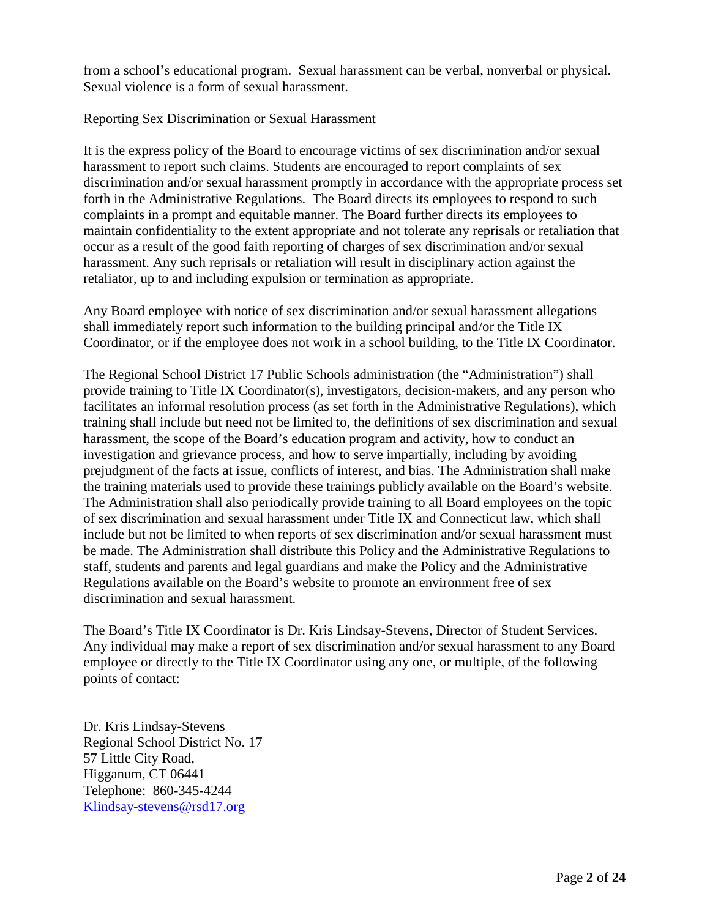from a school's educational program. Sexual harassment can be verbal, nonverbal or physical. Sexual violence is a form of sexual harassment.

<u>Reporting Sex Discrimination or Sexual Harassment</u>

It is the express policy of the Board to encourage victims of sex discrimination and/or sexual harassment to report such claims. Students are encouraged to report complaints of sex discrimination and/or sexual harassment promptly in accordance with the appropriate process set forth in the Administrative Regulations. The Board directs its employees to respond to such complaints in a prompt and equitable manner. The Board further directs its employees to maintain confidentiality to the extent appropriate and not tolerate any reprisals or retaliation that occur as a result of the good faith reporting of charges of sex discrimination and/or sexual harassment. Any such reprisals or retaliation will result in disciplinary action against the retaliator, up to and including expulsion or termination as appropriate.

Any Board employee with notice of sex discrimination and/or sexual harassment allegations shall immediately report such information to the building principal and/or the Title IX Coordinator, or if the employee does not work in a school building, to the Title IX Coordinator.

The Regional School District 17 Public Schools administration (the "Administration") shall provide training to Title IX Coordinator(s), investigators, decision-makers, and any person who facilitates an informal resolution process (as set forth in the Administrative Regulations), which training shall include but need not be limited to, the definitions of sex discrimination and sexual harassment, the scope of the Board's education program and activity, how to conduct an investigation and grievance process, and how to serve impartially, including by avoiding prejudgment of the facts at issue, conflicts of interest, and bias. The Administration shall make the training materials used to provide these trainings publicly available on the Board's website. The Administration shall also periodically provide training to all Board employees on the topic of sex discrimination and sexual harassment under Title IX and Connecticut law, which shall include but not be limited to when reports of sex discrimination and/or sexual harassment must be made. The Administration shall distribute this Policy and the Administrative Regulations to staff, students and parents and legal guardians and make the Policy and the Administrative Regulations available on the Board's website to promote an environment free of sex discrimination and sexual harassment.

The Board's Title IX Coordinator is Dr. Kris Lindsay-Stevens, Director of Student Services. Any individual may make a report of sex discrimination and/or sexual harassment to any Board employee or directly to the Title IX Coordinator using any one, or multiple, of the following points of contact:

Dr. Kris Lindsay-Stevens  
Regional School District No. 17  
57 Little City Road,  
Higganum, CT 06441  
Telephone: 860-345-4244  
Klindsay-stevens@rsd17.org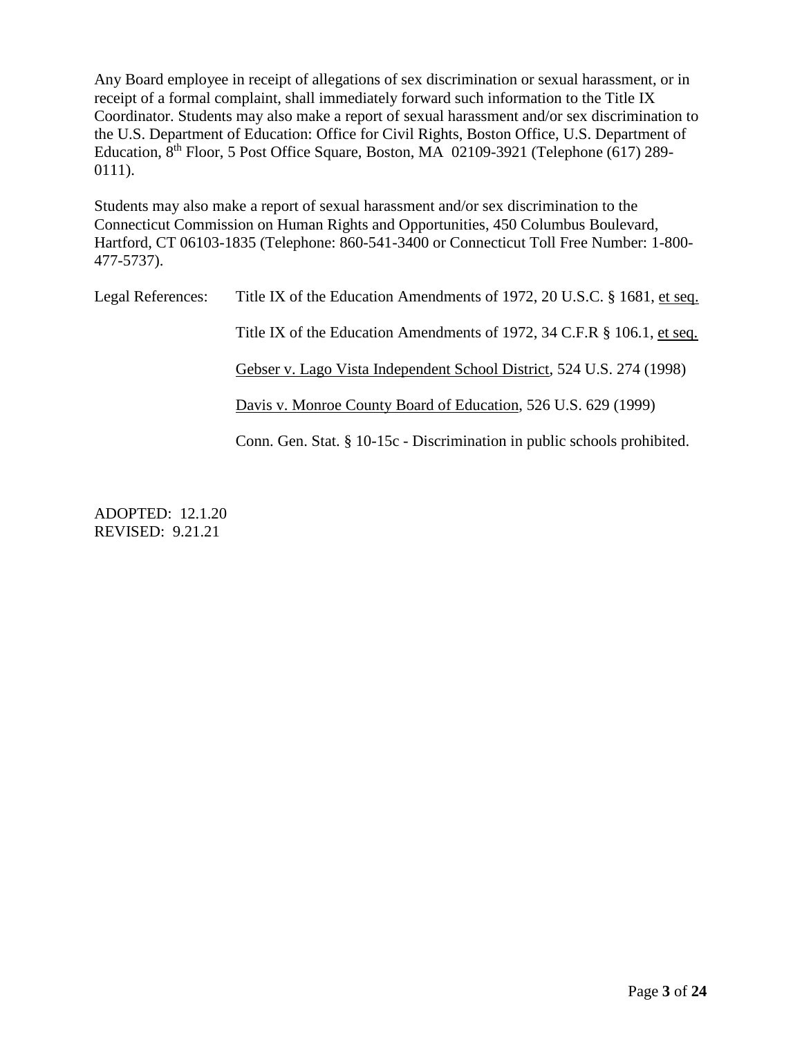Any Board employee in receipt of allegations of sex discrimination or sexual harassment, or in receipt of a formal complaint, shall immediately forward such information to the Title IX Coordinator. Students may also make a report of sexual harassment and/or sex discrimination to the U.S. Department of Education: Office for Civil Rights, Boston Office, U.S. Department of Education, 8th Floor, 5 Post Office Square, Boston, MA 02109-3921 (Telephone (617) 289-0111).

Students may also make a report of sexual harassment and/or sex discrimination to the Connecticut Commission on Human Rights and Opportunities, 450 Columbus Boulevard, Hartford, CT 06103-1835 (Telephone: 860-541-3400 or Connecticut Toll Free Number: 1-800-477-5737).

Legal References: Title IX of the Education Amendments of 1972, 20 U.S.C. § 1681, et seq.

Title IX of the Education Amendments of 1972, 34 C.F.R § 106.1, et seq.

Gebser v. Lago Vista Independent School District, 524 U.S. 274 (1998)

Davis v. Monroe County Board of Education, 526 U.S. 629 (1999)

Conn. Gen. Stat. § 10-15c - Discrimination in public schools prohibited.

ADOPTED: 12.1.20
REVISED: 9.21.21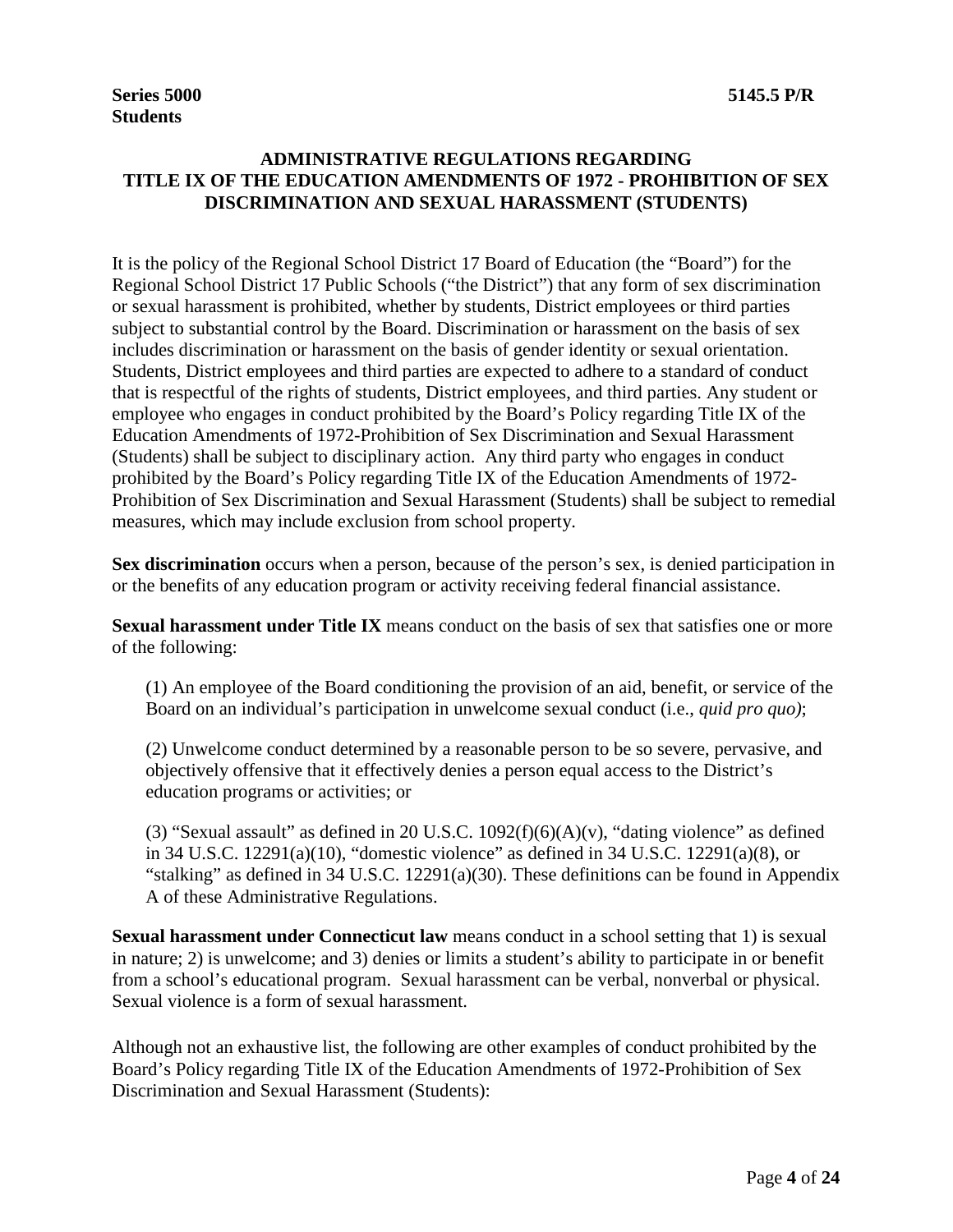**Series 5000** **5145.5 P/R**
**Students**

## ADMINISTRATIVE REGULATIONS REGARDING TITLE IX OF THE EDUCATION AMENDMENTS OF 1972 - PROHIBITION OF SEX DISCRIMINATION AND SEXUAL HARASSMENT (STUDENTS)

It is the policy of the Regional School District 17 Board of Education (the "Board") for the Regional School District 17 Public Schools ("the District") that any form of sex discrimination or sexual harassment is prohibited, whether by students, District employees or third parties subject to substantial control by the Board. Discrimination or harassment on the basis of sex includes discrimination or harassment on the basis of gender identity or sexual orientation. Students, District employees and third parties are expected to adhere to a standard of conduct that is respectful of the rights of students, District employees, and third parties. Any student or employee who engages in conduct prohibited by the Board's Policy regarding Title IX of the Education Amendments of 1972-Prohibition of Sex Discrimination and Sexual Harassment (Students) shall be subject to disciplinary action. Any third party who engages in conduct prohibited by the Board's Policy regarding Title IX of the Education Amendments of 1972-Prohibition of Sex Discrimination and Sexual Harassment (Students) shall be subject to remedial measures, which may include exclusion from school property.

**Sex discrimination** occurs when a person, because of the person's sex, is denied participation in or the benefits of any education program or activity receiving federal financial assistance.

**Sexual harassment under Title IX** means conduct on the basis of sex that satisfies one or more of the following:

(1) An employee of the Board conditioning the provision of an aid, benefit, or service of the Board on an individual's participation in unwelcome sexual conduct (i.e., *quid pro quo)*;

(2) Unwelcome conduct determined by a reasonable person to be so severe, pervasive, and objectively offensive that it effectively denies a person equal access to the District's education programs or activities; or

(3) "Sexual assault" as defined in 20 U.S.C. 1092(f)(6)(A)(v), "dating violence" as defined in 34 U.S.C. 12291(a)(10), "domestic violence" as defined in 34 U.S.C. 12291(a)(8), or "stalking" as defined in 34 U.S.C. 12291(a)(30). These definitions can be found in Appendix A of these Administrative Regulations.

**Sexual harassment under Connecticut law** means conduct in a school setting that 1) is sexual in nature; 2) is unwelcome; and 3) denies or limits a student's ability to participate in or benefit from a school's educational program. Sexual harassment can be verbal, nonverbal or physical. Sexual violence is a form of sexual harassment.

Although not an exhaustive list, the following are other examples of conduct prohibited by the Board's Policy regarding Title IX of the Education Amendments of 1972-Prohibition of Sex Discrimination and Sexual Harassment (Students):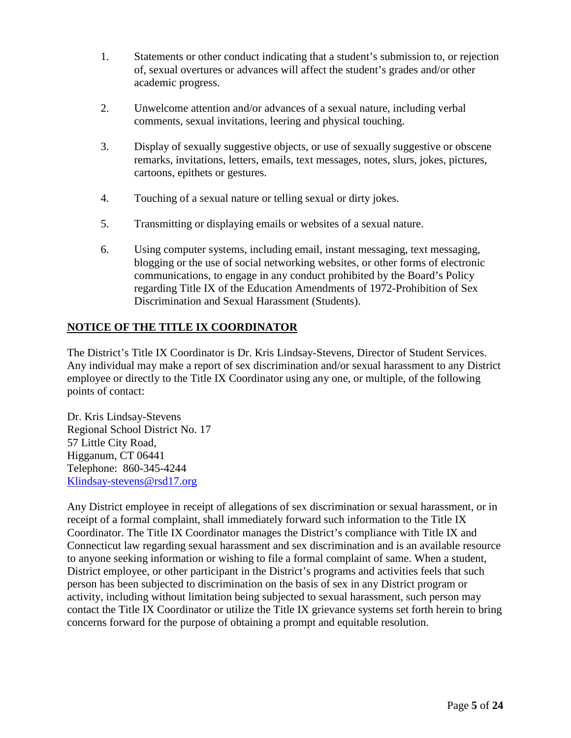1. Statements or other conduct indicating that a student's submission to, or rejection of, sexual overtures or advances will affect the student's grades and/or other academic progress.

2. Unwelcome attention and/or advances of a sexual nature, including verbal comments, sexual invitations, leering and physical touching.

3. Display of sexually suggestive objects, or use of sexually suggestive or obscene remarks, invitations, letters, emails, text messages, notes, slurs, jokes, pictures, cartoons, epithets or gestures.

4. Touching of a sexual nature or telling sexual or dirty jokes.

5. Transmitting or displaying emails or websites of a sexual nature.

6. Using computer systems, including email, instant messaging, text messaging, blogging or the use of social networking websites, or other forms of electronic communications, to engage in any conduct prohibited by the Board's Policy regarding Title IX of the Education Amendments of 1972-Prohibition of Sex Discrimination and Sexual Harassment (Students).

## NOTICE OF THE TITLE IX COORDINATOR

The District's Title IX Coordinator is Dr. Kris Lindsay-Stevens, Director of Student Services. Any individual may make a report of sex discrimination and/or sexual harassment to any District employee or directly to the Title IX Coordinator using any one, or multiple, of the following points of contact:

Dr. Kris Lindsay-Stevens
Regional School District No. 17
57 Little City Road,
Higganum, CT 06441
Telephone: 860-345-4244
Klindsay-stevens@rsd17.org

Any District employee in receipt of allegations of sex discrimination or sexual harassment, or in receipt of a formal complaint, shall immediately forward such information to the Title IX Coordinator. The Title IX Coordinator manages the District's compliance with Title IX and Connecticut law regarding sexual harassment and sex discrimination and is an available resource to anyone seeking information or wishing to file a formal complaint of same. When a student, District employee, or other participant in the District's programs and activities feels that such person has been subjected to discrimination on the basis of sex in any District program or activity, including without limitation being subjected to sexual harassment, such person may contact the Title IX Coordinator or utilize the Title IX grievance systems set forth herein to bring concerns forward for the purpose of obtaining a prompt and equitable resolution.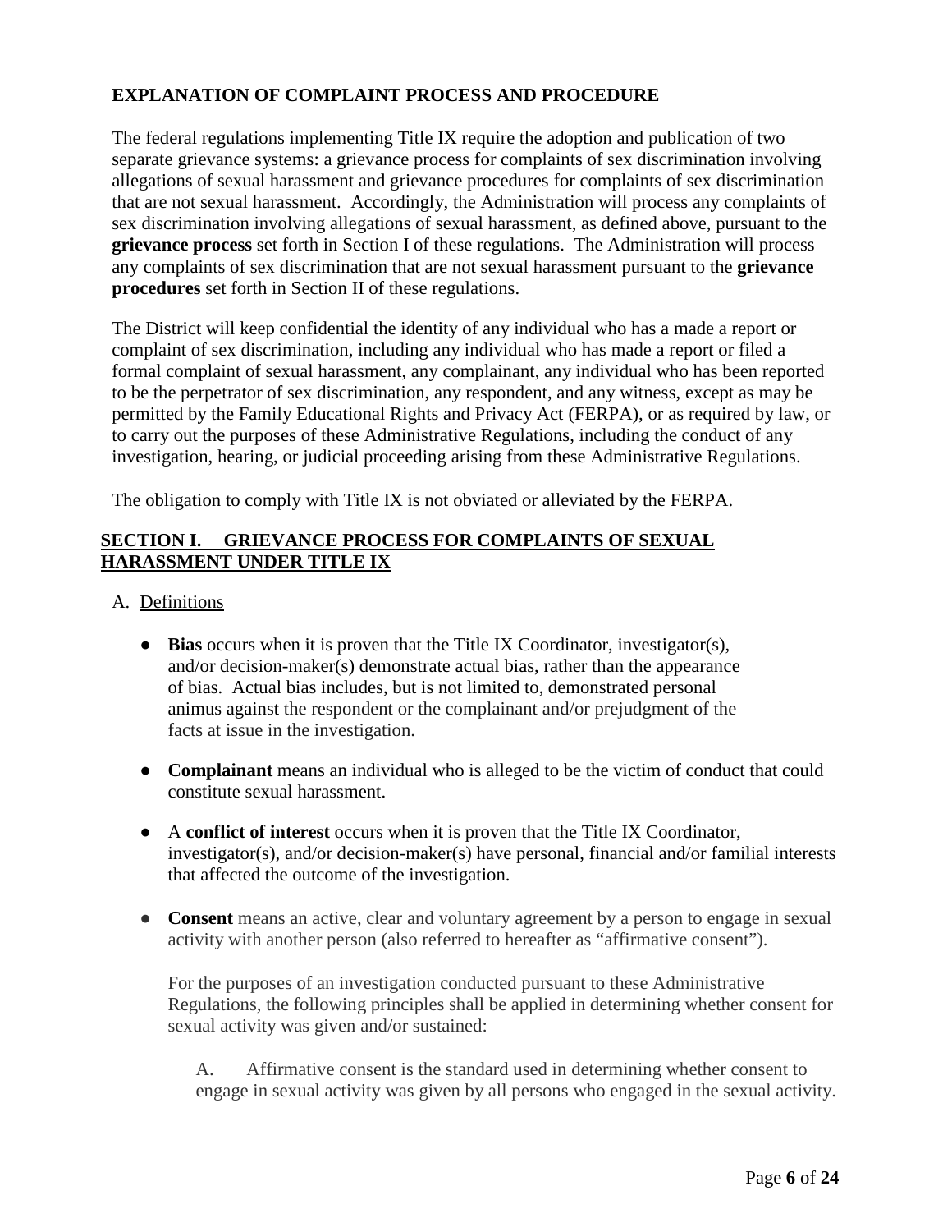**EXPLANATION OF COMPLAINT PROCESS AND PROCEDURE**

The federal regulations implementing Title IX require the adoption and publication of two separate grievance systems: a grievance process for complaints of sex discrimination involving allegations of sexual harassment and grievance procedures for complaints of sex discrimination that are not sexual harassment. Accordingly, the Administration will process any complaints of sex discrimination involving allegations of sexual harassment, as defined above, pursuant to the **grievance process** set forth in Section I of these regulations. The Administration will process any complaints of sex discrimination that are not sexual harassment pursuant to the **grievance procedures** set forth in Section II of these regulations.

The District will keep confidential the identity of any individual who has a made a report or complaint of sex discrimination, including any individual who has made a report or filed a formal complaint of sexual harassment, any complainant, any individual who has been reported to be the perpetrator of sex discrimination, any respondent, and any witness, except as may be permitted by the Family Educational Rights and Privacy Act (FERPA), or as required by law, or to carry out the purposes of these Administrative Regulations, including the conduct of any investigation, hearing, or judicial proceeding arising from these Administrative Regulations.

The obligation to comply with Title IX is not obviated or alleviated by the FERPA.

## SECTION I. GRIEVANCE PROCESS FOR COMPLAINTS OF SEXUAL HARASSMENT UNDER TITLE IX

A. Definitions

- **Bias** occurs when it is proven that the Title IX Coordinator, investigator(s), and/or decision-maker(s) demonstrate actual bias, rather than the appearance of bias. Actual bias includes, but is not limited to, demonstrated personal animus against the respondent or the complainant and/or prejudgment of the facts at issue in the investigation.

- **Complainant** means an individual who is alleged to be the victim of conduct that could constitute sexual harassment.

- A **conflict of interest** occurs when it is proven that the Title IX Coordinator, investigator(s), and/or decision-maker(s) have personal, financial and/or familial interests that affected the outcome of the investigation.

- **Consent** means an active, clear and voluntary agreement by a person to engage in sexual activity with another person (also referred to hereafter as "affirmative consent").

  For the purposes of an investigation conducted pursuant to these Administrative Regulations, the following principles shall be applied in determining whether consent for sexual activity was given and/or sustained:

  A. Affirmative consent is the standard used in determining whether consent to engage in sexual activity was given by all persons who engaged in the sexual activity.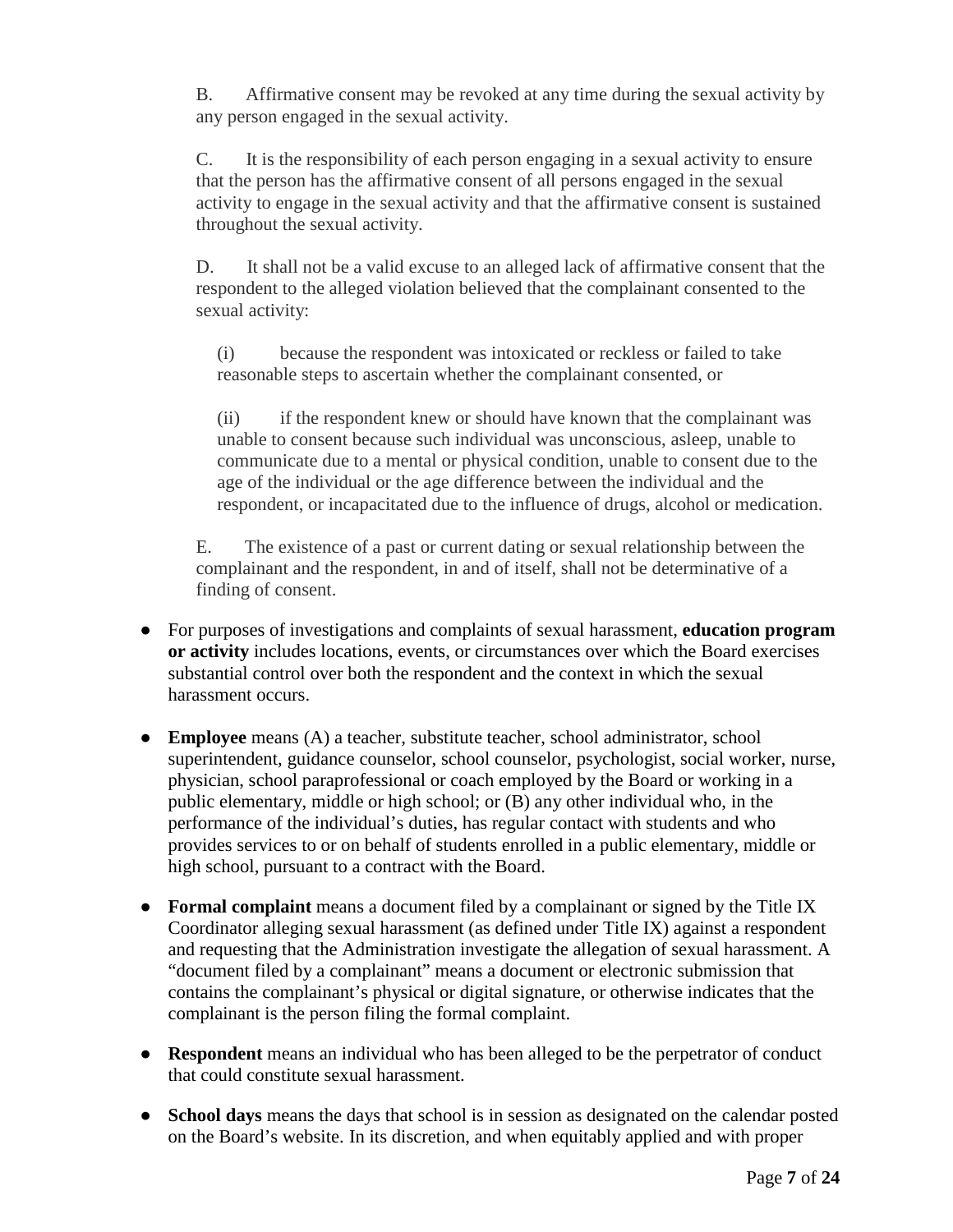B. Affirmative consent may be revoked at any time during the sexual activity by any person engaged in the sexual activity.

C. It is the responsibility of each person engaging in a sexual activity to ensure that the person has the affirmative consent of all persons engaged in the sexual activity to engage in the sexual activity and that the affirmative consent is sustained throughout the sexual activity.

D. It shall not be a valid excuse to an alleged lack of affirmative consent that the respondent to the alleged violation believed that the complainant consented to the sexual activity:

(i) because the respondent was intoxicated or reckless or failed to take reasonable steps to ascertain whether the complainant consented, or

(ii) if the respondent knew or should have known that the complainant was unable to consent because such individual was unconscious, asleep, unable to communicate due to a mental or physical condition, unable to consent due to the age of the individual or the age difference between the individual and the respondent, or incapacitated due to the influence of drugs, alcohol or medication.

E. The existence of a past or current dating or sexual relationship between the complainant and the respondent, in and of itself, shall not be determinative of a finding of consent.

- For purposes of investigations and complaints of sexual harassment, **education program or activity** includes locations, events, or circumstances over which the Board exercises substantial control over both the respondent and the context in which the sexual harassment occurs.

- **Employee** means (A) a teacher, substitute teacher, school administrator, school superintendent, guidance counselor, school counselor, psychologist, social worker, nurse, physician, school paraprofessional or coach employed by the Board or working in a public elementary, middle or high school; or (B) any other individual who, in the performance of the individual's duties, has regular contact with students and who provides services to or on behalf of students enrolled in a public elementary, middle or high school, pursuant to a contract with the Board.

- **Formal complaint** means a document filed by a complainant or signed by the Title IX Coordinator alleging sexual harassment (as defined under Title IX) against a respondent and requesting that the Administration investigate the allegation of sexual harassment. A "document filed by a complainant" means a document or electronic submission that contains the complainant's physical or digital signature, or otherwise indicates that the complainant is the person filing the formal complaint.

- **Respondent** means an individual who has been alleged to be the perpetrator of conduct that could constitute sexual harassment.

- **School days** means the days that school is in session as designated on the calendar posted on the Board's website. In its discretion, and when equitably applied and with proper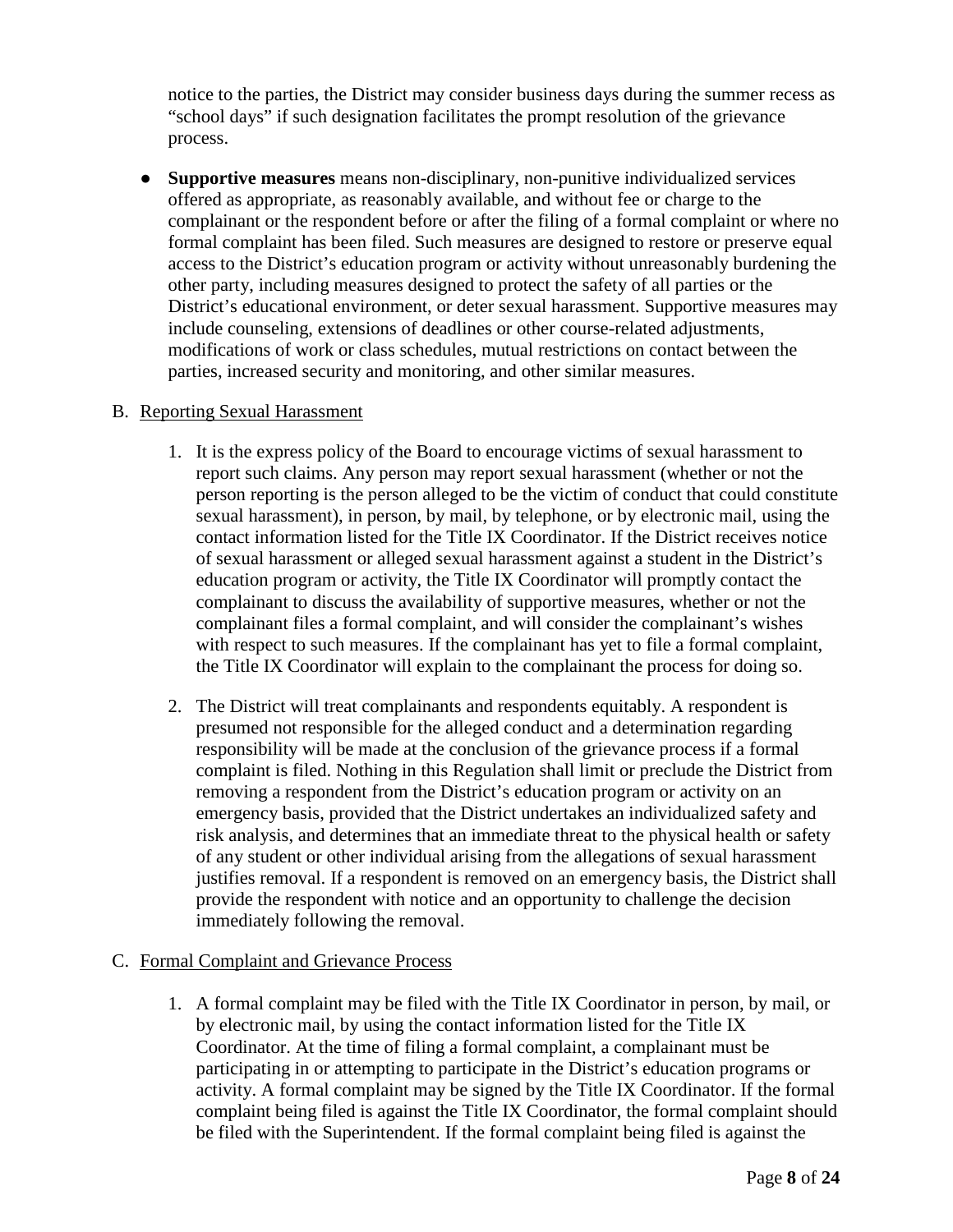notice to the parties, the District may consider business days during the summer recess as "school days" if such designation facilitates the prompt resolution of the grievance process.

- **Supportive measures** means non-disciplinary, non-punitive individualized services offered as appropriate, as reasonably available, and without fee or charge to the complainant or the respondent before or after the filing of a formal complaint or where no formal complaint has been filed. Such measures are designed to restore or preserve equal access to the District's education program or activity without unreasonably burdening the other party, including measures designed to protect the safety of all parties or the District's educational environment, or deter sexual harassment. Supportive measures may include counseling, extensions of deadlines or other course-related adjustments, modifications of work or class schedules, mutual restrictions on contact between the parties, increased security and monitoring, and other similar measures.

B. Reporting Sexual Harassment

1. It is the express policy of the Board to encourage victims of sexual harassment to report such claims. Any person may report sexual harassment (whether or not the person reporting is the person alleged to be the victim of conduct that could constitute sexual harassment), in person, by mail, by telephone, or by electronic mail, using the contact information listed for the Title IX Coordinator. If the District receives notice of sexual harassment or alleged sexual harassment against a student in the District's education program or activity, the Title IX Coordinator will promptly contact the complainant to discuss the availability of supportive measures, whether or not the complainant files a formal complaint, and will consider the complainant's wishes with respect to such measures. If the complainant has yet to file a formal complaint, the Title IX Coordinator will explain to the complainant the process for doing so.

2. The District will treat complainants and respondents equitably. A respondent is presumed not responsible for the alleged conduct and a determination regarding responsibility will be made at the conclusion of the grievance process if a formal complaint is filed. Nothing in this Regulation shall limit or preclude the District from removing a respondent from the District's education program or activity on an emergency basis, provided that the District undertakes an individualized safety and risk analysis, and determines that an immediate threat to the physical health or safety of any student or other individual arising from the allegations of sexual harassment justifies removal. If a respondent is removed on an emergency basis, the District shall provide the respondent with notice and an opportunity to challenge the decision immediately following the removal.

C. Formal Complaint and Grievance Process

1. A formal complaint may be filed with the Title IX Coordinator in person, by mail, or by electronic mail, by using the contact information listed for the Title IX Coordinator. At the time of filing a formal complaint, a complainant must be participating in or attempting to participate in the District's education programs or activity. A formal complaint may be signed by the Title IX Coordinator. If the formal complaint being filed is against the Title IX Coordinator, the formal complaint should be filed with the Superintendent. If the formal complaint being filed is against the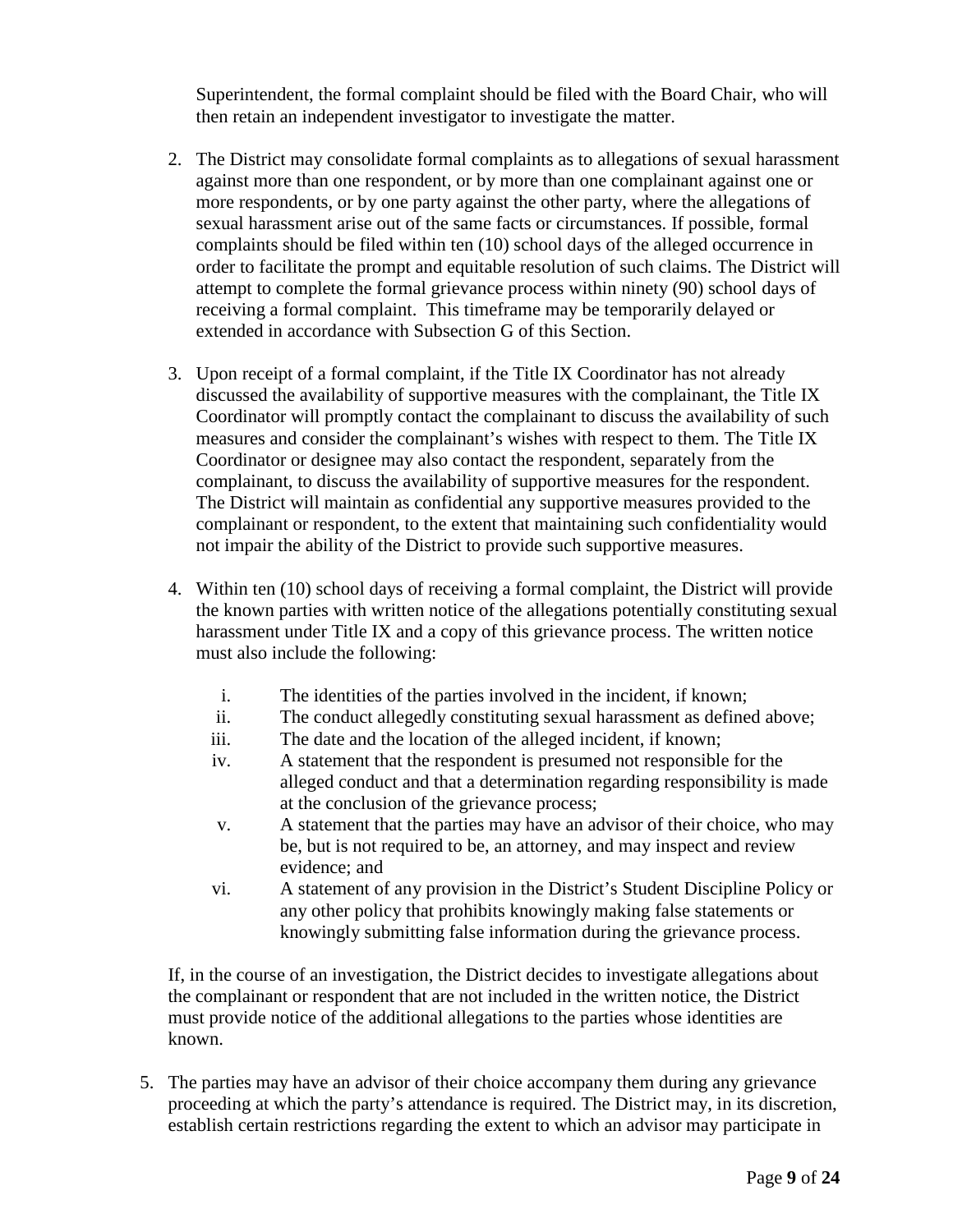Superintendent, the formal complaint should be filed with the Board Chair, who will then retain an independent investigator to investigate the matter.

2. The District may consolidate formal complaints as to allegations of sexual harassment against more than one respondent, or by more than one complainant against one or more respondents, or by one party against the other party, where the allegations of sexual harassment arise out of the same facts or circumstances. If possible, formal complaints should be filed within ten (10) school days of the alleged occurrence in order to facilitate the prompt and equitable resolution of such claims. The District will attempt to complete the formal grievance process within ninety (90) school days of receiving a formal complaint. This timeframe may be temporarily delayed or extended in accordance with Subsection G of this Section.

3. Upon receipt of a formal complaint, if the Title IX Coordinator has not already discussed the availability of supportive measures with the complainant, the Title IX Coordinator will promptly contact the complainant to discuss the availability of such measures and consider the complainant's wishes with respect to them. The Title IX Coordinator or designee may also contact the respondent, separately from the complainant, to discuss the availability of supportive measures for the respondent. The District will maintain as confidential any supportive measures provided to the complainant or respondent, to the extent that maintaining such confidentiality would not impair the ability of the District to provide such supportive measures.

4. Within ten (10) school days of receiving a formal complaint, the District will provide the known parties with written notice of the allegations potentially constituting sexual harassment under Title IX and a copy of this grievance process. The written notice must also include the following:

   i. The identities of the parties involved in the incident, if known;
   ii. The conduct allegedly constituting sexual harassment as defined above;
   iii. The date and the location of the alleged incident, if known;
   iv. A statement that the respondent is presumed not responsible for the alleged conduct and that a determination regarding responsibility is made at the conclusion of the grievance process;
   v. A statement that the parties may have an advisor of their choice, who may be, but is not required to be, an attorney, and may inspect and review evidence; and
   vi. A statement of any provision in the District's Student Discipline Policy or any other policy that prohibits knowingly making false statements or knowingly submitting false information during the grievance process.

   If, in the course of an investigation, the District decides to investigate allegations about the complainant or respondent that are not included in the written notice, the District must provide notice of the additional allegations to the parties whose identities are known.

5. The parties may have an advisor of their choice accompany them during any grievance proceeding at which the party's attendance is required. The District may, in its discretion, establish certain restrictions regarding the extent to which an advisor may participate in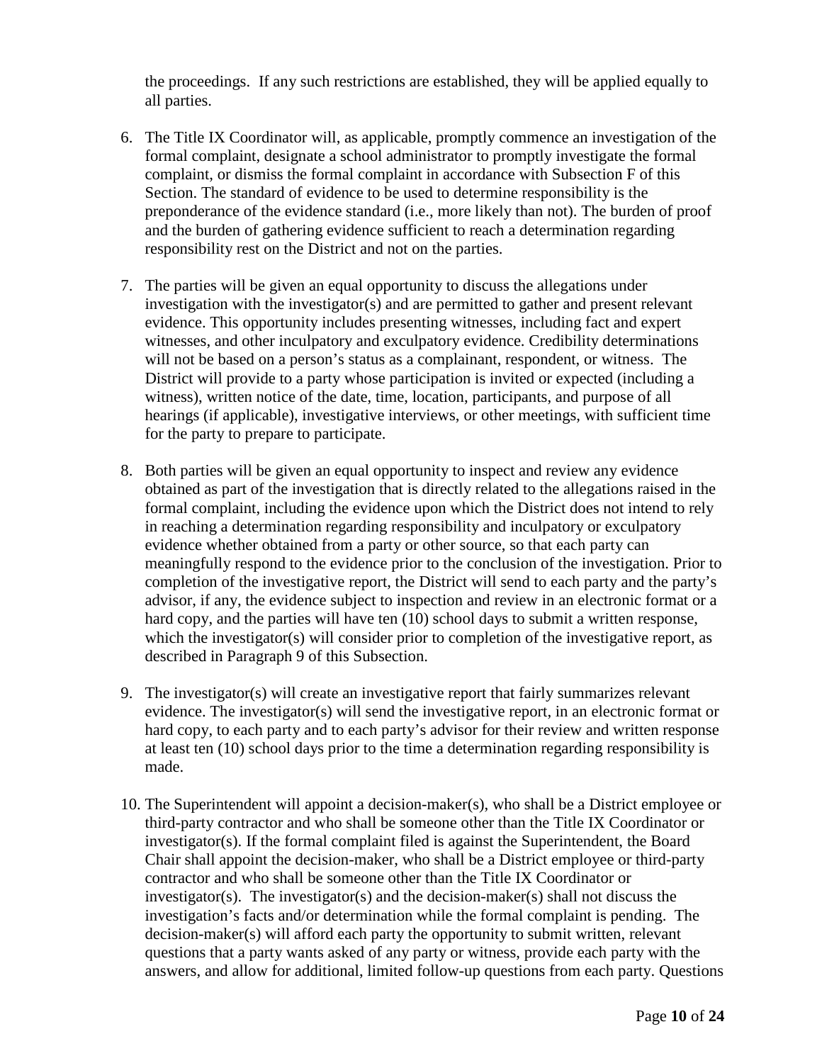the proceedings. If any such restrictions are established, they will be applied equally to all parties.

6. The Title IX Coordinator will, as applicable, promptly commence an investigation of the formal complaint, designate a school administrator to promptly investigate the formal complaint, or dismiss the formal complaint in accordance with Subsection F of this Section. The standard of evidence to be used to determine responsibility is the preponderance of the evidence standard (i.e., more likely than not). The burden of proof and the burden of gathering evidence sufficient to reach a determination regarding responsibility rest on the District and not on the parties.

7. The parties will be given an equal opportunity to discuss the allegations under investigation with the investigator(s) and are permitted to gather and present relevant evidence. This opportunity includes presenting witnesses, including fact and expert witnesses, and other inculpatory and exculpatory evidence. Credibility determinations will not be based on a person's status as a complainant, respondent, or witness. The District will provide to a party whose participation is invited or expected (including a witness), written notice of the date, time, location, participants, and purpose of all hearings (if applicable), investigative interviews, or other meetings, with sufficient time for the party to prepare to participate.

8. Both parties will be given an equal opportunity to inspect and review any evidence obtained as part of the investigation that is directly related to the allegations raised in the formal complaint, including the evidence upon which the District does not intend to rely in reaching a determination regarding responsibility and inculpatory or exculpatory evidence whether obtained from a party or other source, so that each party can meaningfully respond to the evidence prior to the conclusion of the investigation. Prior to completion of the investigative report, the District will send to each party and the party's advisor, if any, the evidence subject to inspection and review in an electronic format or a hard copy, and the parties will have ten (10) school days to submit a written response, which the investigator(s) will consider prior to completion of the investigative report, as described in Paragraph 9 of this Subsection.

9. The investigator(s) will create an investigative report that fairly summarizes relevant evidence. The investigator(s) will send the investigative report, in an electronic format or hard copy, to each party and to each party's advisor for their review and written response at least ten (10) school days prior to the time a determination regarding responsibility is made.

10. The Superintendent will appoint a decision-maker(s), who shall be a District employee or third-party contractor and who shall be someone other than the Title IX Coordinator or investigator(s). If the formal complaint filed is against the Superintendent, the Board Chair shall appoint the decision-maker, who shall be a District employee or third-party contractor and who shall be someone other than the Title IX Coordinator or investigator(s). The investigator(s) and the decision-maker(s) shall not discuss the investigation's facts and/or determination while the formal complaint is pending. The decision-maker(s) will afford each party the opportunity to submit written, relevant questions that a party wants asked of any party or witness, provide each party with the answers, and allow for additional, limited follow-up questions from each party. Questions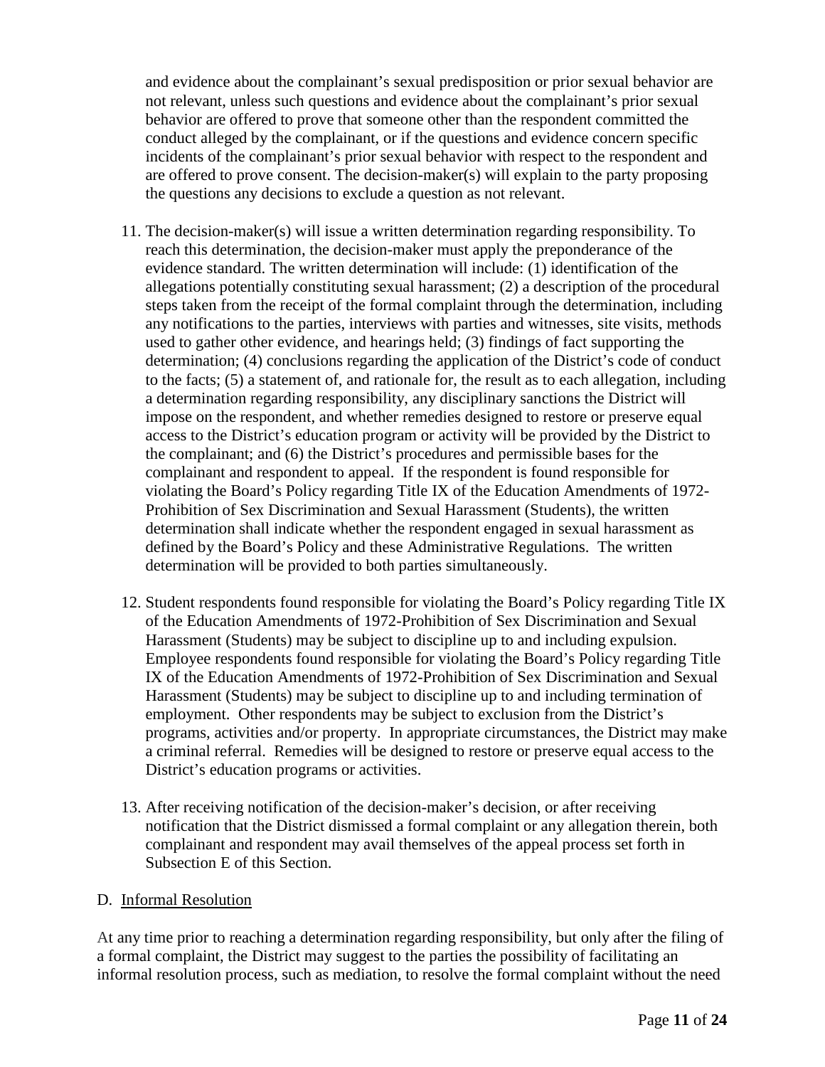and evidence about the complainant's sexual predisposition or prior sexual behavior are not relevant, unless such questions and evidence about the complainant's prior sexual behavior are offered to prove that someone other than the respondent committed the conduct alleged by the complainant, or if the questions and evidence concern specific incidents of the complainant's prior sexual behavior with respect to the respondent and are offered to prove consent. The decision-maker(s) will explain to the party proposing the questions any decisions to exclude a question as not relevant.

11. The decision-maker(s) will issue a written determination regarding responsibility. To reach this determination, the decision-maker must apply the preponderance of the evidence standard. The written determination will include: (1) identification of the allegations potentially constituting sexual harassment; (2) a description of the procedural steps taken from the receipt of the formal complaint through the determination, including any notifications to the parties, interviews with parties and witnesses, site visits, methods used to gather other evidence, and hearings held; (3) findings of fact supporting the determination; (4) conclusions regarding the application of the District's code of conduct to the facts; (5) a statement of, and rationale for, the result as to each allegation, including a determination regarding responsibility, any disciplinary sanctions the District will impose on the respondent, and whether remedies designed to restore or preserve equal access to the District's education program or activity will be provided by the District to the complainant; and (6) the District's procedures and permissible bases for the complainant and respondent to appeal. If the respondent is found responsible for violating the Board's Policy regarding Title IX of the Education Amendments of 1972-Prohibition of Sex Discrimination and Sexual Harassment (Students), the written determination shall indicate whether the respondent engaged in sexual harassment as defined by the Board's Policy and these Administrative Regulations. The written determination will be provided to both parties simultaneously.

12. Student respondents found responsible for violating the Board's Policy regarding Title IX of the Education Amendments of 1972-Prohibition of Sex Discrimination and Sexual Harassment (Students) may be subject to discipline up to and including expulsion. Employee respondents found responsible for violating the Board's Policy regarding Title IX of the Education Amendments of 1972-Prohibition of Sex Discrimination and Sexual Harassment (Students) may be subject to discipline up to and including termination of employment. Other respondents may be subject to exclusion from the District's programs, activities and/or property. In appropriate circumstances, the District may make a criminal referral. Remedies will be designed to restore or preserve equal access to the District's education programs or activities.

13. After receiving notification of the decision-maker's decision, or after receiving notification that the District dismissed a formal complaint or any allegation therein, both complainant and respondent may avail themselves of the appeal process set forth in Subsection E of this Section.

D. Informal Resolution

At any time prior to reaching a determination regarding responsibility, but only after the filing of a formal complaint, the District may suggest to the parties the possibility of facilitating an informal resolution process, such as mediation, to resolve the formal complaint without the need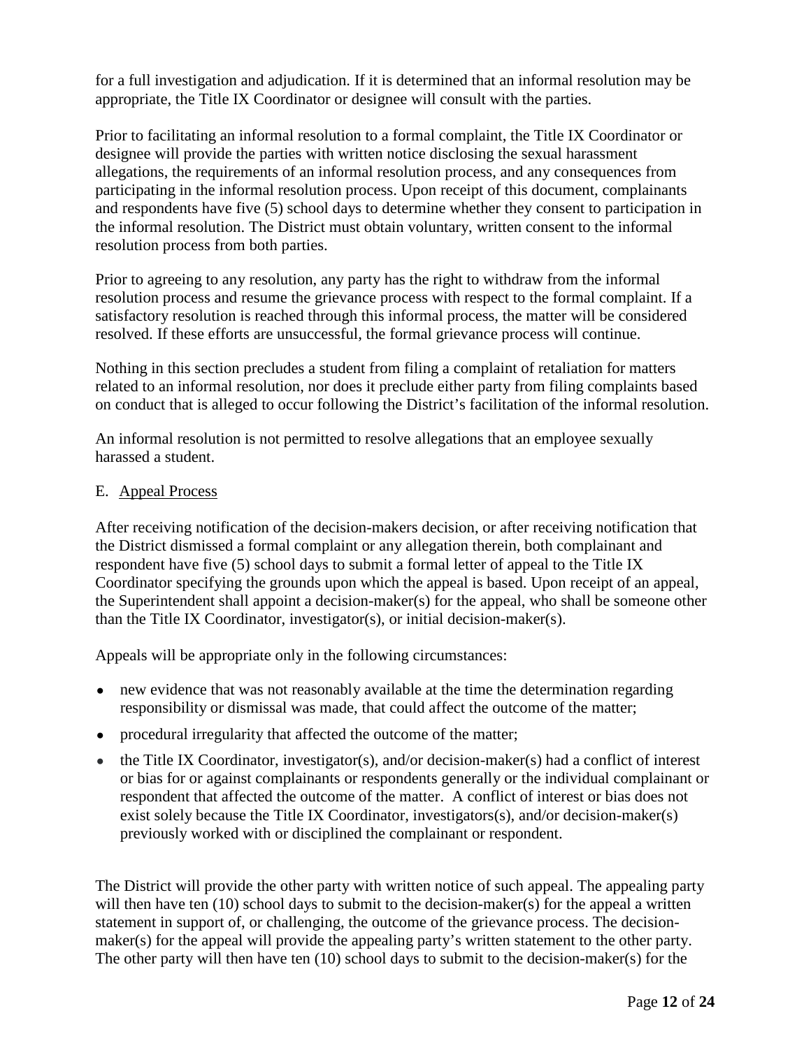for a full investigation and adjudication. If it is determined that an informal resolution may be appropriate, the Title IX Coordinator or designee will consult with the parties.

Prior to facilitating an informal resolution to a formal complaint, the Title IX Coordinator or designee will provide the parties with written notice disclosing the sexual harassment allegations, the requirements of an informal resolution process, and any consequences from participating in the informal resolution process. Upon receipt of this document, complainants and respondents have five (5) school days to determine whether they consent to participation in the informal resolution. The District must obtain voluntary, written consent to the informal resolution process from both parties.

Prior to agreeing to any resolution, any party has the right to withdraw from the informal resolution process and resume the grievance process with respect to the formal complaint. If a satisfactory resolution is reached through this informal process, the matter will be considered resolved. If these efforts are unsuccessful, the formal grievance process will continue.

Nothing in this section precludes a student from filing a complaint of retaliation for matters related to an informal resolution, nor does it preclude either party from filing complaints based on conduct that is alleged to occur following the District's facilitation of the informal resolution.

An informal resolution is not permitted to resolve allegations that an employee sexually harassed a student.

E. <u>Appeal Process</u>

After receiving notification of the decision-makers decision, or after receiving notification that the District dismissed a formal complaint or any allegation therein, both complainant and respondent have five (5) school days to submit a formal letter of appeal to the Title IX Coordinator specifying the grounds upon which the appeal is based. Upon receipt of an appeal, the Superintendent shall appoint a decision-maker(s) for the appeal, who shall be someone other than the Title IX Coordinator, investigator(s), or initial decision-maker(s).

Appeals will be appropriate only in the following circumstances:

- new evidence that was not reasonably available at the time the determination regarding responsibility or dismissal was made, that could affect the outcome of the matter;
- procedural irregularity that affected the outcome of the matter;
- the Title IX Coordinator, investigator(s), and/or decision-maker(s) had a conflict of interest or bias for or against complainants or respondents generally or the individual complainant or respondent that affected the outcome of the matter. A conflict of interest or bias does not exist solely because the Title IX Coordinator, investigators(s), and/or decision-maker(s) previously worked with or disciplined the complainant or respondent.

The District will provide the other party with written notice of such appeal. The appealing party will then have ten (10) school days to submit to the decision-maker(s) for the appeal a written statement in support of, or challenging, the outcome of the grievance process. The decision-maker(s) for the appeal will provide the appealing party's written statement to the other party. The other party will then have ten (10) school days to submit to the decision-maker(s) for the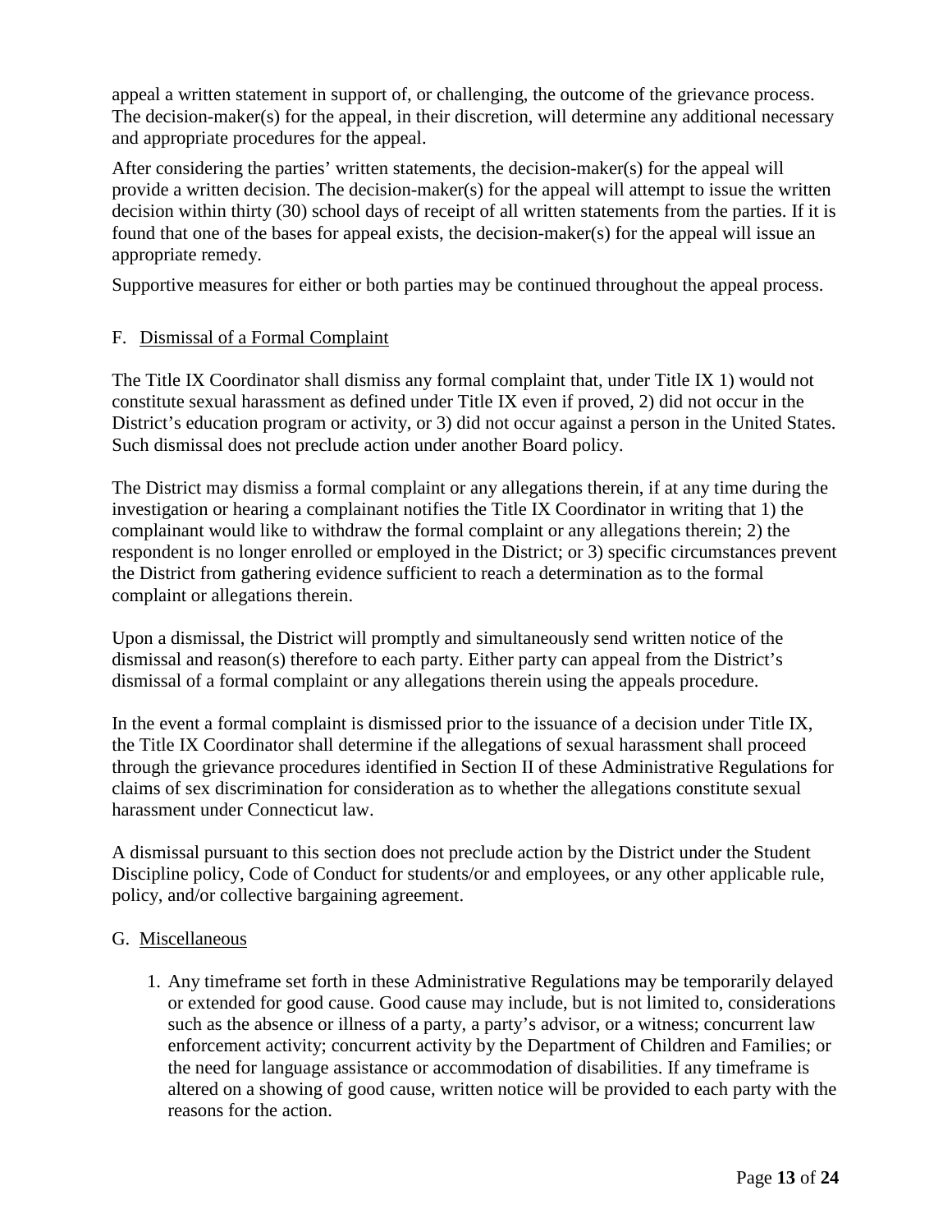appeal a written statement in support of, or challenging, the outcome of the grievance process. The decision-maker(s) for the appeal, in their discretion, will determine any additional necessary and appropriate procedures for the appeal.

After considering the parties' written statements, the decision-maker(s) for the appeal will provide a written decision. The decision-maker(s) for the appeal will attempt to issue the written decision within thirty (30) school days of receipt of all written statements from the parties. If it is found that one of the bases for appeal exists, the decision-maker(s) for the appeal will issue an appropriate remedy.

Supportive measures for either or both parties may be continued throughout the appeal process.

F. Dismissal of a Formal Complaint

The Title IX Coordinator shall dismiss any formal complaint that, under Title IX 1) would not constitute sexual harassment as defined under Title IX even if proved, 2) did not occur in the District's education program or activity, or 3) did not occur against a person in the United States. Such dismissal does not preclude action under another Board policy.

The District may dismiss a formal complaint or any allegations therein, if at any time during the investigation or hearing a complainant notifies the Title IX Coordinator in writing that 1) the complainant would like to withdraw the formal complaint or any allegations therein; 2) the respondent is no longer enrolled or employed in the District; or 3) specific circumstances prevent the District from gathering evidence sufficient to reach a determination as to the formal complaint or allegations therein.

Upon a dismissal, the District will promptly and simultaneously send written notice of the dismissal and reason(s) therefore to each party. Either party can appeal from the District's dismissal of a formal complaint or any allegations therein using the appeals procedure.

In the event a formal complaint is dismissed prior to the issuance of a decision under Title IX, the Title IX Coordinator shall determine if the allegations of sexual harassment shall proceed through the grievance procedures identified in Section II of these Administrative Regulations for claims of sex discrimination for consideration as to whether the allegations constitute sexual harassment under Connecticut law.

A dismissal pursuant to this section does not preclude action by the District under the Student Discipline policy, Code of Conduct for students/or and employees, or any other applicable rule, policy, and/or collective bargaining agreement.

G. Miscellaneous

1. Any timeframe set forth in these Administrative Regulations may be temporarily delayed or extended for good cause. Good cause may include, but is not limited to, considerations such as the absence or illness of a party, a party's advisor, or a witness; concurrent law enforcement activity; concurrent activity by the Department of Children and Families; or the need for language assistance or accommodation of disabilities. If any timeframe is altered on a showing of good cause, written notice will be provided to each party with the reasons for the action.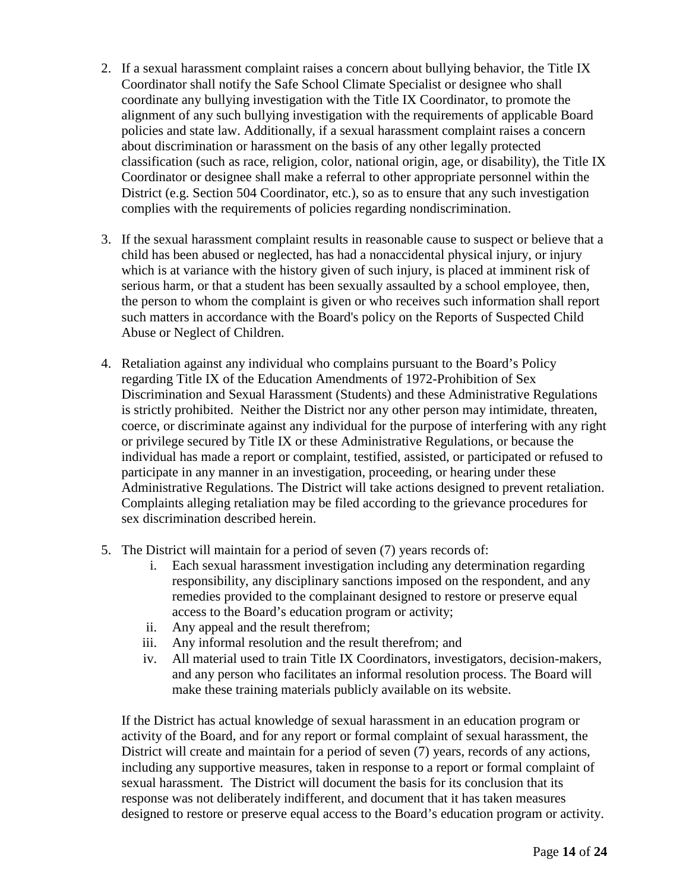2. If a sexual harassment complaint raises a concern about bullying behavior, the Title IX Coordinator shall notify the Safe School Climate Specialist or designee who shall coordinate any bullying investigation with the Title IX Coordinator, to promote the alignment of any such bullying investigation with the requirements of applicable Board policies and state law. Additionally, if a sexual harassment complaint raises a concern about discrimination or harassment on the basis of any other legally protected classification (such as race, religion, color, national origin, age, or disability), the Title IX Coordinator or designee shall make a referral to other appropriate personnel within the District (e.g. Section 504 Coordinator, etc.), so as to ensure that any such investigation complies with the requirements of policies regarding nondiscrimination.

3. If the sexual harassment complaint results in reasonable cause to suspect or believe that a child has been abused or neglected, has had a nonaccidental physical injury, or injury which is at variance with the history given of such injury, is placed at imminent risk of serious harm, or that a student has been sexually assaulted by a school employee, then, the person to whom the complaint is given or who receives such information shall report such matters in accordance with the Board's policy on the Reports of Suspected Child Abuse or Neglect of Children.

4. Retaliation against any individual who complains pursuant to the Board's Policy regarding Title IX of the Education Amendments of 1972-Prohibition of Sex Discrimination and Sexual Harassment (Students) and these Administrative Regulations is strictly prohibited. Neither the District nor any other person may intimidate, threaten, coerce, or discriminate against any individual for the purpose of interfering with any right or privilege secured by Title IX or these Administrative Regulations, or because the individual has made a report or complaint, testified, assisted, or participated or refused to participate in any manner in an investigation, proceeding, or hearing under these Administrative Regulations. The District will take actions designed to prevent retaliation. Complaints alleging retaliation may be filed according to the grievance procedures for sex discrimination described herein.

5. The District will maintain for a period of seven (7) years records of:
   i. Each sexual harassment investigation including any determination regarding responsibility, any disciplinary sanctions imposed on the respondent, and any remedies provided to the complainant designed to restore or preserve equal access to the Board's education program or activity;
   ii. Any appeal and the result therefrom;
   iii. Any informal resolution and the result therefrom; and
   iv. All material used to train Title IX Coordinators, investigators, decision-makers, and any person who facilitates an informal resolution process. The Board will make these training materials publicly available on its website.

   If the District has actual knowledge of sexual harassment in an education program or activity of the Board, and for any report or formal complaint of sexual harassment, the District will create and maintain for a period of seven (7) years, records of any actions, including any supportive measures, taken in response to a report or formal complaint of sexual harassment. The District will document the basis for its conclusion that its response was not deliberately indifferent, and document that it has taken measures designed to restore or preserve equal access to the Board's education program or activity.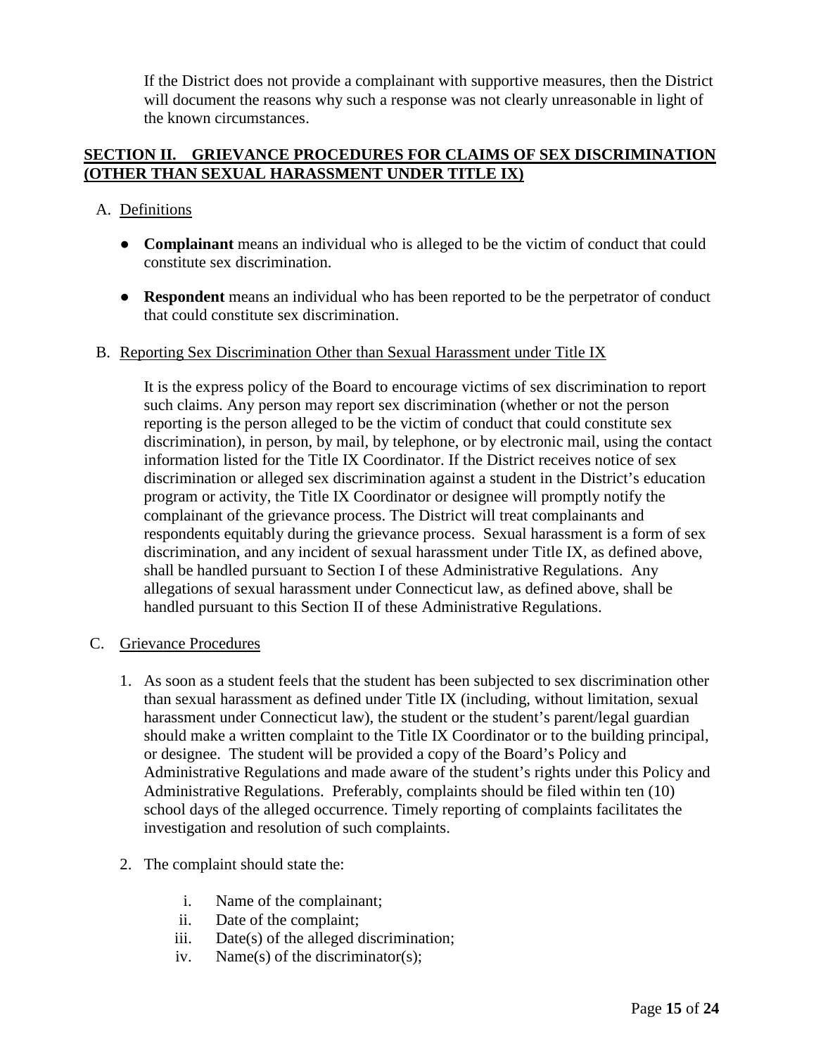If the District does not provide a complainant with supportive measures, then the District will document the reasons why such a response was not clearly unreasonable in light of the known circumstances.

## SECTION II. GRIEVANCE PROCEDURES FOR CLAIMS OF SEX DISCRIMINATION (OTHER THAN SEXUAL HARASSMENT UNDER TITLE IX)

A. Definitions

- **Complainant** means an individual who is alleged to be the victim of conduct that could constitute sex discrimination.
- **Respondent** means an individual who has been reported to be the perpetrator of conduct that could constitute sex discrimination.

B. Reporting Sex Discrimination Other than Sexual Harassment under Title IX

It is the express policy of the Board to encourage victims of sex discrimination to report such claims. Any person may report sex discrimination (whether or not the person reporting is the person alleged to be the victim of conduct that could constitute sex discrimination), in person, by mail, by telephone, or by electronic mail, using the contact information listed for the Title IX Coordinator. If the District receives notice of sex discrimination or alleged sex discrimination against a student in the District's education program or activity, the Title IX Coordinator or designee will promptly notify the complainant of the grievance process. The District will treat complainants and respondents equitably during the grievance process. Sexual harassment is a form of sex discrimination, and any incident of sexual harassment under Title IX, as defined above, shall be handled pursuant to Section I of these Administrative Regulations. Any allegations of sexual harassment under Connecticut law, as defined above, shall be handled pursuant to this Section II of these Administrative Regulations.

C. Grievance Procedures

1. As soon as a student feels that the student has been subjected to sex discrimination other than sexual harassment as defined under Title IX (including, without limitation, sexual harassment under Connecticut law), the student or the student's parent/legal guardian should make a written complaint to the Title IX Coordinator or to the building principal, or designee. The student will be provided a copy of the Board's Policy and Administrative Regulations and made aware of the student's rights under this Policy and Administrative Regulations. Preferably, complaints should be filed within ten (10) school days of the alleged occurrence. Timely reporting of complaints facilitates the investigation and resolution of such complaints.

2. The complaint should state the:

   i. Name of the complainant;
   ii. Date of the complaint;
   iii. Date(s) of the alleged discrimination;
   iv. Name(s) of the discriminator(s);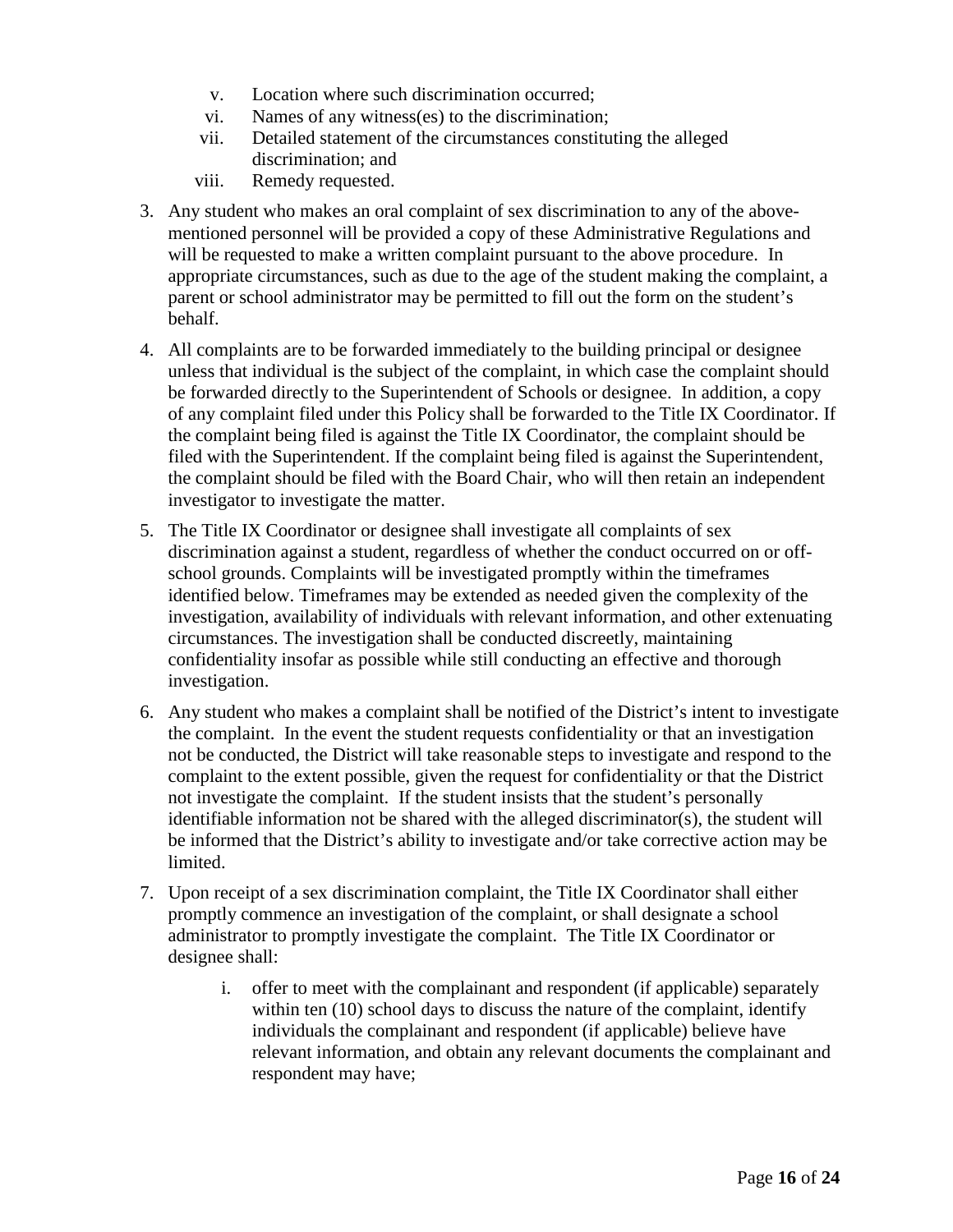v. Location where such discrimination occurred;
   vi. Names of any witness(es) to the discrimination;
   vii. Detailed statement of the circumstances constituting the alleged discrimination; and
   viii. Remedy requested.

3. Any student who makes an oral complaint of sex discrimination to any of the above-mentioned personnel will be provided a copy of these Administrative Regulations and will be requested to make a written complaint pursuant to the above procedure. In appropriate circumstances, such as due to the age of the student making the complaint, a parent or school administrator may be permitted to fill out the form on the student's behalf.

4. All complaints are to be forwarded immediately to the building principal or designee unless that individual is the subject of the complaint, in which case the complaint should be forwarded directly to the Superintendent of Schools or designee. In addition, a copy of any complaint filed under this Policy shall be forwarded to the Title IX Coordinator. If the complaint being filed is against the Title IX Coordinator, the complaint should be filed with the Superintendent. If the complaint being filed is against the Superintendent, the complaint should be filed with the Board Chair, who will then retain an independent investigator to investigate the matter.

5. The Title IX Coordinator or designee shall investigate all complaints of sex discrimination against a student, regardless of whether the conduct occurred on or off-school grounds. Complaints will be investigated promptly within the timeframes identified below. Timeframes may be extended as needed given the complexity of the investigation, availability of individuals with relevant information, and other extenuating circumstances. The investigation shall be conducted discreetly, maintaining confidentiality insofar as possible while still conducting an effective and thorough investigation.

6. Any student who makes a complaint shall be notified of the District's intent to investigate the complaint. In the event the student requests confidentiality or that an investigation not be conducted, the District will take reasonable steps to investigate and respond to the complaint to the extent possible, given the request for confidentiality or that the District not investigate the complaint. If the student insists that the student's personally identifiable information not be shared with the alleged discriminator(s), the student will be informed that the District's ability to investigate and/or take corrective action may be limited.

7. Upon receipt of a sex discrimination complaint, the Title IX Coordinator shall either promptly commence an investigation of the complaint, or shall designate a school administrator to promptly investigate the complaint. The Title IX Coordinator or designee shall:

   i. offer to meet with the complainant and respondent (if applicable) separately within ten (10) school days to discuss the nature of the complaint, identify individuals the complainant and respondent (if applicable) believe have relevant information, and obtain any relevant documents the complainant and respondent may have;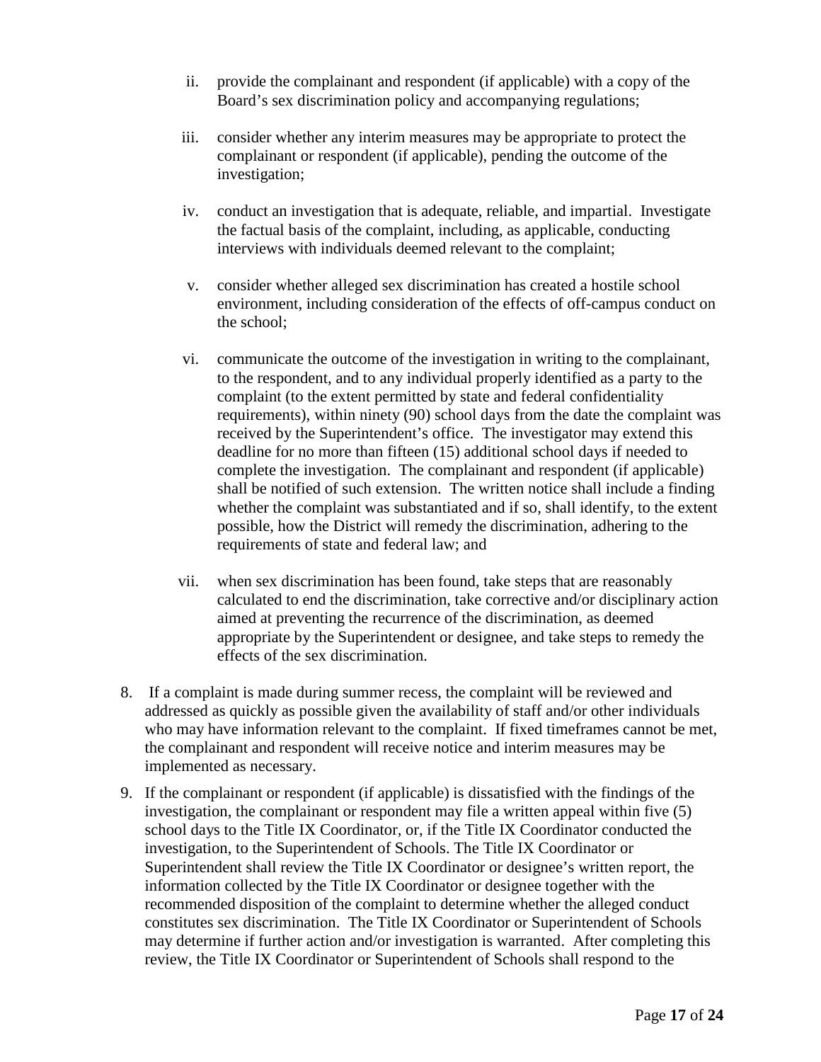ii. provide the complainant and respondent (if applicable) with a copy of the Board's sex discrimination policy and accompanying regulations;

iii. consider whether any interim measures may be appropriate to protect the complainant or respondent (if applicable), pending the outcome of the investigation;

iv. conduct an investigation that is adequate, reliable, and impartial. Investigate the factual basis of the complaint, including, as applicable, conducting interviews with individuals deemed relevant to the complaint;

v. consider whether alleged sex discrimination has created a hostile school environment, including consideration of the effects of off-campus conduct on the school;

vi. communicate the outcome of the investigation in writing to the complainant, to the respondent, and to any individual properly identified as a party to the complaint (to the extent permitted by state and federal confidentiality requirements), within ninety (90) school days from the date the complaint was received by the Superintendent's office. The investigator may extend this deadline for no more than fifteen (15) additional school days if needed to complete the investigation. The complainant and respondent (if applicable) shall be notified of such extension. The written notice shall include a finding whether the complaint was substantiated and if so, shall identify, to the extent possible, how the District will remedy the discrimination, adhering to the requirements of state and federal law; and

vii. when sex discrimination has been found, take steps that are reasonably calculated to end the discrimination, take corrective and/or disciplinary action aimed at preventing the recurrence of the discrimination, as deemed appropriate by the Superintendent or designee, and take steps to remedy the effects of the sex discrimination.

8. If a complaint is made during summer recess, the complaint will be reviewed and addressed as quickly as possible given the availability of staff and/or other individuals who may have information relevant to the complaint. If fixed timeframes cannot be met, the complainant and respondent will receive notice and interim measures may be implemented as necessary.

9. If the complainant or respondent (if applicable) is dissatisfied with the findings of the investigation, the complainant or respondent may file a written appeal within five (5) school days to the Title IX Coordinator, or, if the Title IX Coordinator conducted the investigation, to the Superintendent of Schools. The Title IX Coordinator or Superintendent shall review the Title IX Coordinator or designee's written report, the information collected by the Title IX Coordinator or designee together with the recommended disposition of the complaint to determine whether the alleged conduct constitutes sex discrimination. The Title IX Coordinator or Superintendent of Schools may determine if further action and/or investigation is warranted. After completing this review, the Title IX Coordinator or Superintendent of Schools shall respond to the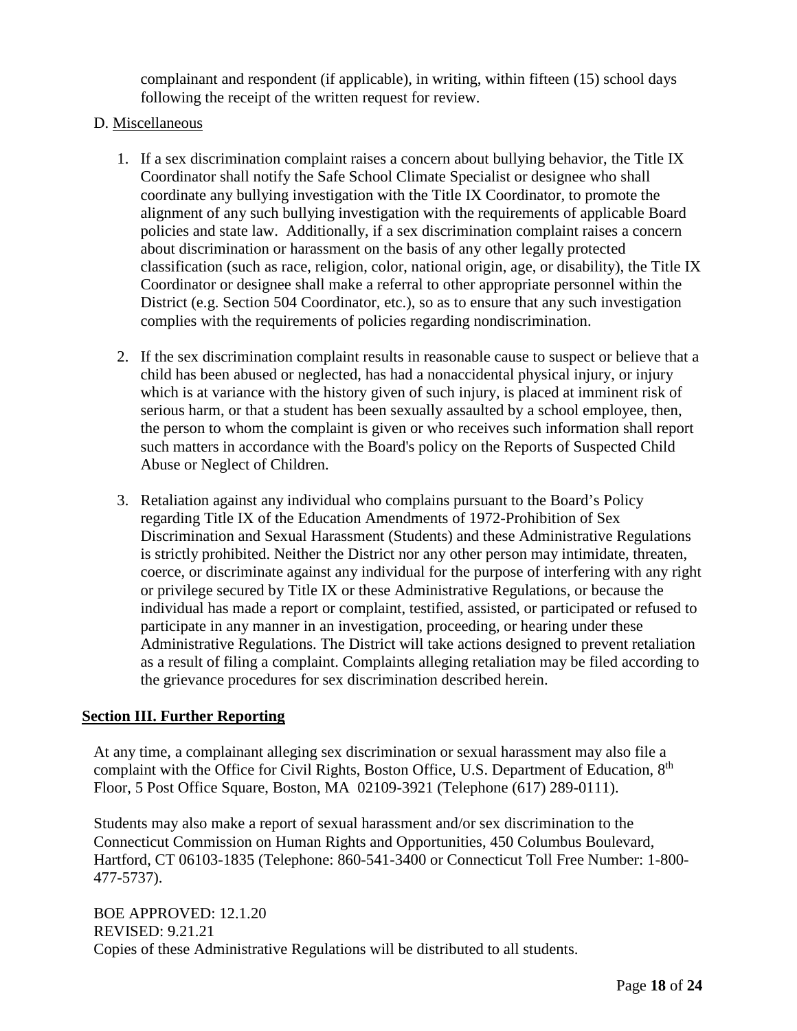complainant and respondent (if applicable), in writing, within fifteen (15) school days following the receipt of the written request for review.

D. Miscellaneous

1. If a sex discrimination complaint raises a concern about bullying behavior, the Title IX Coordinator shall notify the Safe School Climate Specialist or designee who shall coordinate any bullying investigation with the Title IX Coordinator, to promote the alignment of any such bullying investigation with the requirements of applicable Board policies and state law. Additionally, if a sex discrimination complaint raises a concern about discrimination or harassment on the basis of any other legally protected classification (such as race, religion, color, national origin, age, or disability), the Title IX Coordinator or designee shall make a referral to other appropriate personnel within the District (e.g. Section 504 Coordinator, etc.), so as to ensure that any such investigation complies with the requirements of policies regarding nondiscrimination.

2. If the sex discrimination complaint results in reasonable cause to suspect or believe that a child has been abused or neglected, has had a nonaccidental physical injury, or injury which is at variance with the history given of such injury, is placed at imminent risk of serious harm, or that a student has been sexually assaulted by a school employee, then, the person to whom the complaint is given or who receives such information shall report such matters in accordance with the Board's policy on the Reports of Suspected Child Abuse or Neglect of Children.

3. Retaliation against any individual who complains pursuant to the Board's Policy regarding Title IX of the Education Amendments of 1972-Prohibition of Sex Discrimination and Sexual Harassment (Students) and these Administrative Regulations is strictly prohibited. Neither the District nor any other person may intimidate, threaten, coerce, or discriminate against any individual for the purpose of interfering with any right or privilege secured by Title IX or these Administrative Regulations, or because the individual has made a report or complaint, testified, assisted, or participated or refused to participate in any manner in an investigation, proceeding, or hearing under these Administrative Regulations. The District will take actions designed to prevent retaliation as a result of filing a complaint. Complaints alleging retaliation may be filed according to the grievance procedures for sex discrimination described herein.

## Section III. Further Reporting

At any time, a complainant alleging sex discrimination or sexual harassment may also file a complaint with the Office for Civil Rights, Boston Office, U.S. Department of Education, 8th Floor, 5 Post Office Square, Boston, MA 02109-3921 (Telephone (617) 289-0111).

Students may also make a report of sexual harassment and/or sex discrimination to the Connecticut Commission on Human Rights and Opportunities, 450 Columbus Boulevard, Hartford, CT 06103-1835 (Telephone: 860-541-3400 or Connecticut Toll Free Number: 1-800-477-5737).

BOE APPROVED: 12.1.20
REVISED: 9.21.21
Copies of these Administrative Regulations will be distributed to all students.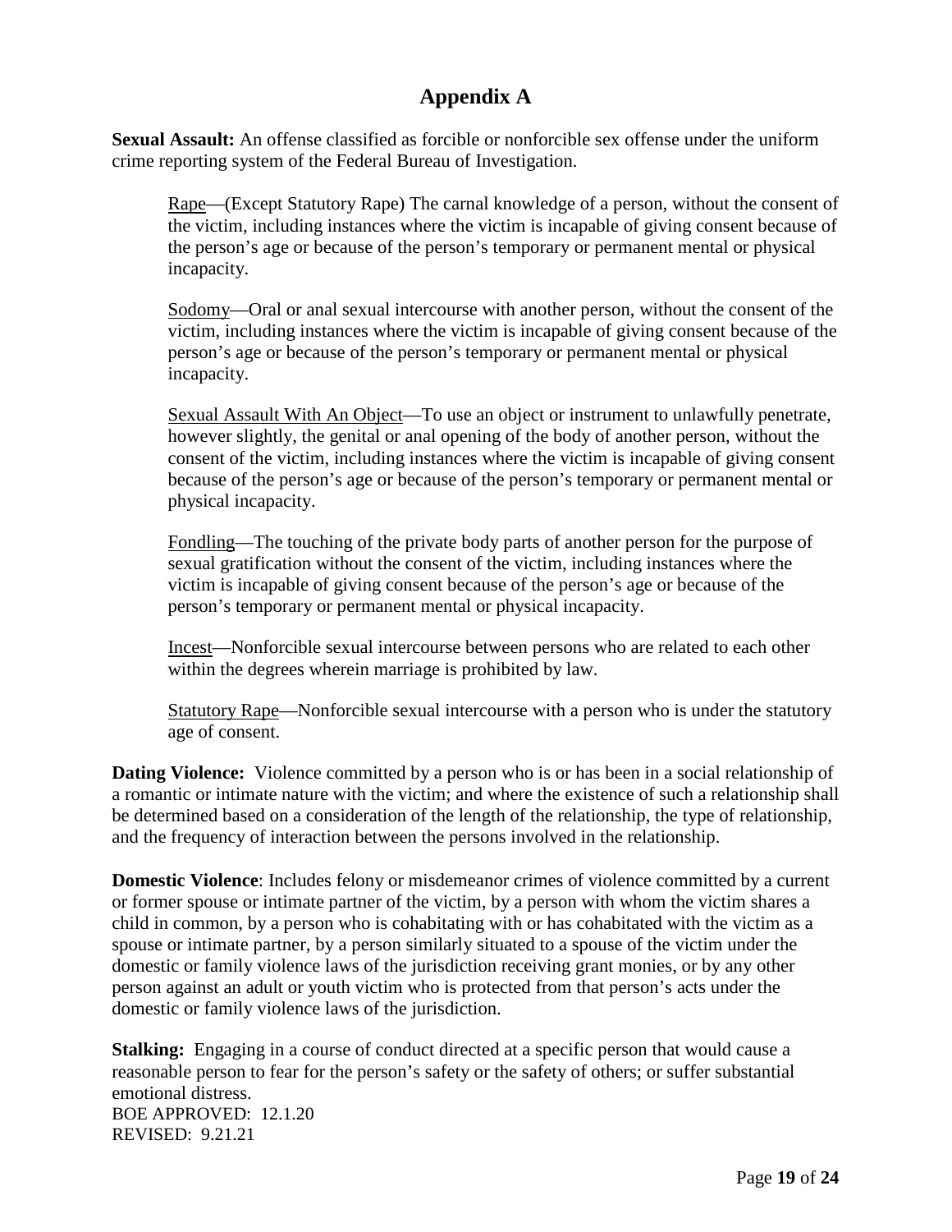# Appendix A

**Sexual Assault:** An offense classified as forcible or nonforcible sex offense under the uniform crime reporting system of the Federal Bureau of Investigation.

> <u>Rape</u>—(Except Statutory Rape) The carnal knowledge of a person, without the consent of the victim, including instances where the victim is incapable of giving consent because of the person's age or because of the person's temporary or permanent mental or physical incapacity.
>
> <u>Sodomy</u>—Oral or anal sexual intercourse with another person, without the consent of the victim, including instances where the victim is incapable of giving consent because of the person's age or because of the person's temporary or permanent mental or physical incapacity.
>
> <u>Sexual Assault With An Object</u>—To use an object or instrument to unlawfully penetrate, however slightly, the genital or anal opening of the body of another person, without the consent of the victim, including instances where the victim is incapable of giving consent because of the person's age or because of the person's temporary or permanent mental or physical incapacity.
>
> <u>Fondling</u>—The touching of the private body parts of another person for the purpose of sexual gratification without the consent of the victim, including instances where the victim is incapable of giving consent because of the person's age or because of the person's temporary or permanent mental or physical incapacity.
>
> <u>Incest</u>—Nonforcible sexual intercourse between persons who are related to each other within the degrees wherein marriage is prohibited by law.
>
> <u>Statutory Rape</u>—Nonforcible sexual intercourse with a person who is under the statutory age of consent.

**Dating Violence:** Violence committed by a person who is or has been in a social relationship of a romantic or intimate nature with the victim; and where the existence of such a relationship shall be determined based on a consideration of the length of the relationship, the type of relationship, and the frequency of interaction between the persons involved in the relationship.

**Domestic Violence**: Includes felony or misdemeanor crimes of violence committed by a current or former spouse or intimate partner of the victim, by a person with whom the victim shares a child in common, by a person who is cohabitating with or has cohabitated with the victim as a spouse or intimate partner, by a person similarly situated to a spouse of the victim under the domestic or family violence laws of the jurisdiction receiving grant monies, or by any other person against an adult or youth victim who is protected from that person's acts under the domestic or family violence laws of the jurisdiction.

**Stalking:** Engaging in a course of conduct directed at a specific person that would cause a reasonable person to fear for the person's safety or the safety of others; or suffer substantial emotional distress.

BOE APPROVED: 12.1.20
REVISED: 9.21.21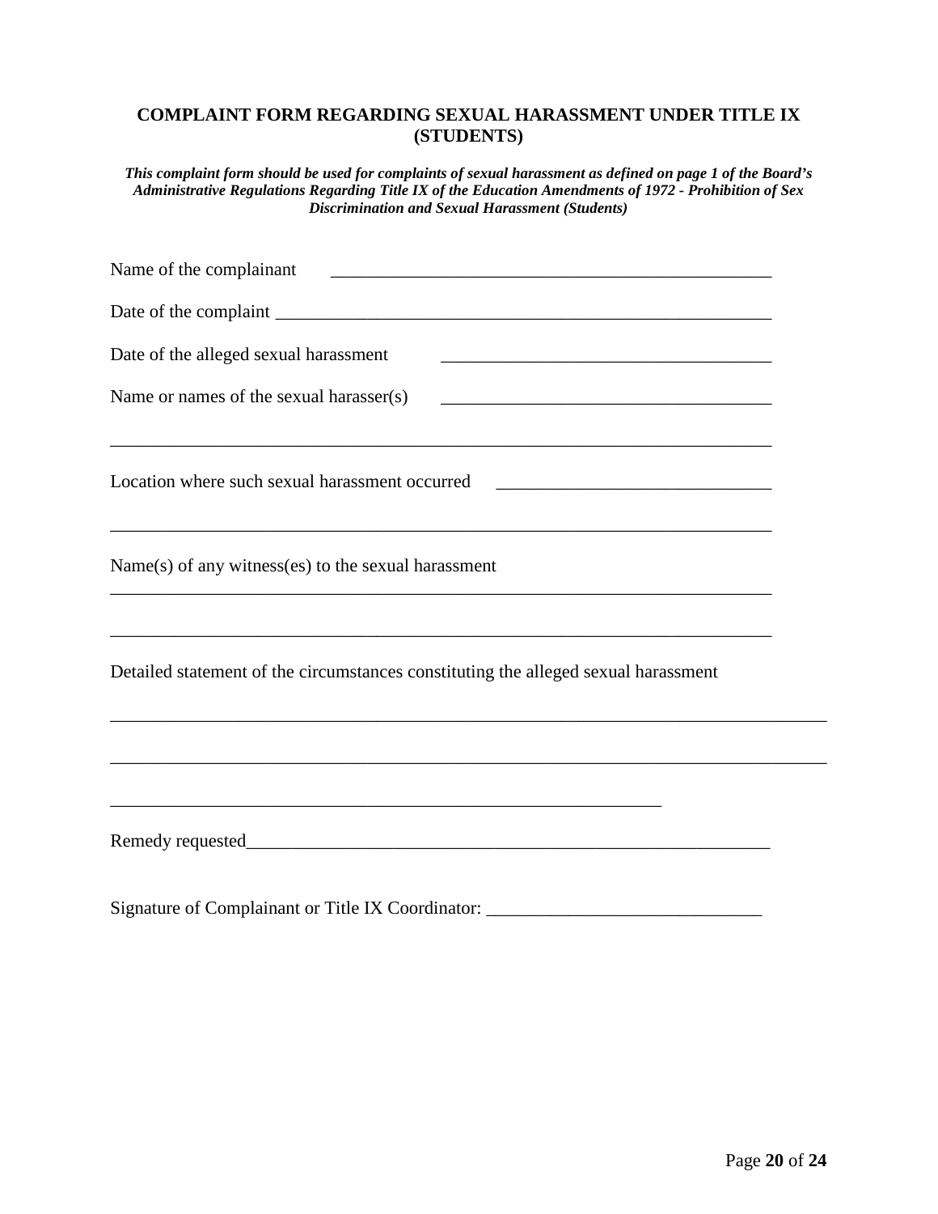# COMPLAINT FORM REGARDING SEXUAL HARASSMENT UNDER TITLE IX (STUDENTS)

***This complaint form should be used for complaints of sexual harassment as defined on page 1 of the Board's Administrative Regulations Regarding Title IX of the Education Amendments of 1972 - Prohibition of Sex Discrimination and Sexual Harassment (Students)***

Name of the complainant ____________________________________________________

Date of the complaint ________________________________________________________

Date of the alleged sexual harassment ___________________________________

Name or names of the sexual harasser(s) ___________________________________

_____________________________________________________________________________

Location where such sexual harassment occurred _____________________________

_____________________________________________________________________________

Name(s) of any witness(es) to the sexual harassment

_____________________________________________________________________________

_____________________________________________________________________________

Detailed statement of the circumstances constituting the alleged sexual harassment

_________________________________________________________________________________

_________________________________________________________________________________

______________________________________________________________

Remedy requested___________________________________________________________

Signature of Complainant or Title IX Coordinator: ______________________________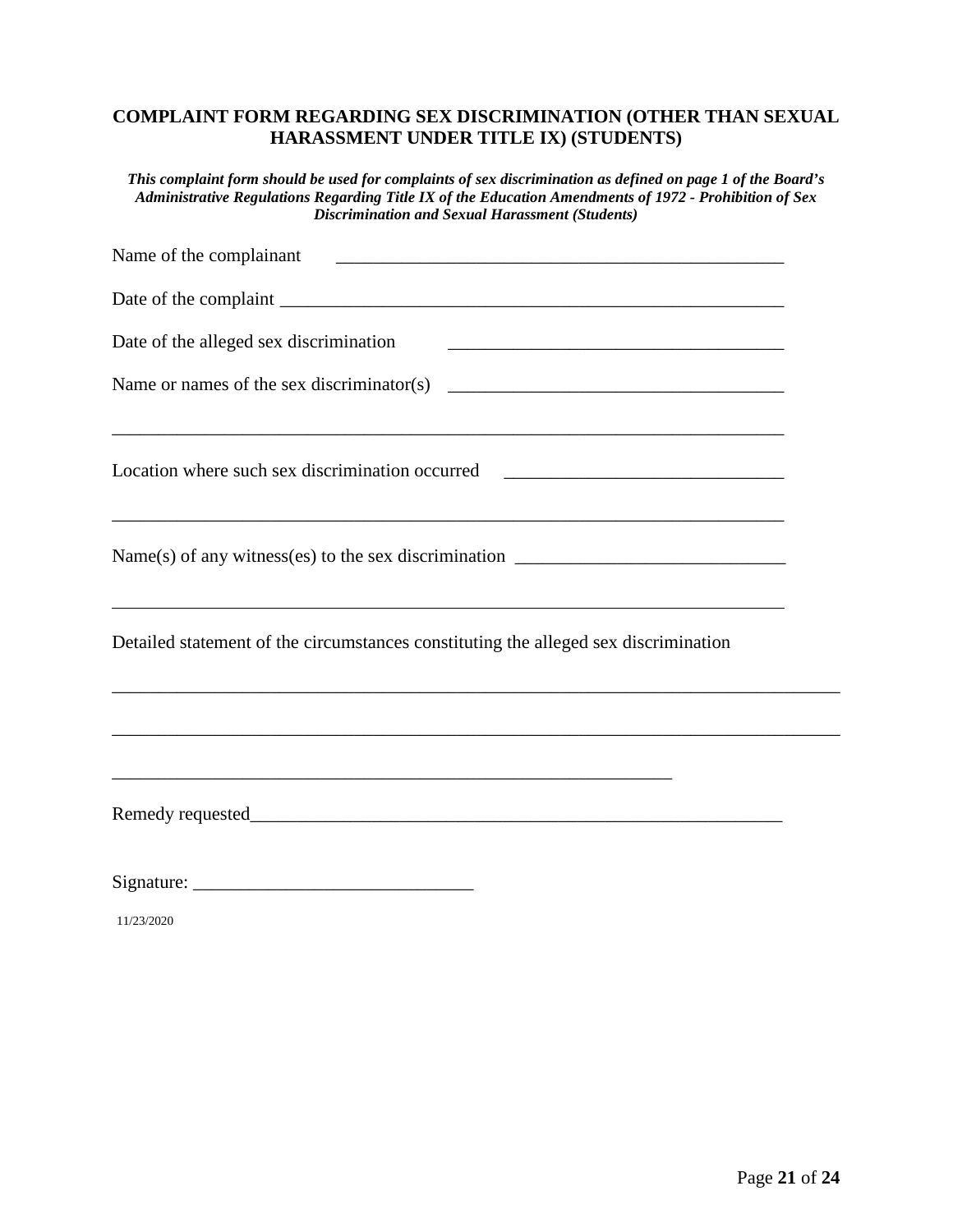**COMPLAINT FORM REGARDING SEX DISCRIMINATION (OTHER THAN SEXUAL HARASSMENT UNDER TITLE IX) (STUDENTS)**

***This complaint form should be used for complaints of sex discrimination as defined on page 1 of the Board's Administrative Regulations Regarding Title IX of the Education Amendments of 1972 - Prohibition of Sex Discrimination and Sexual Harassment (Students)***

Name of the complainant ______________________________________________

Date of the complaint ______________________________________________

Date of the alleged sex discrimination ______________________________________________

Name or names of the sex discriminator(s) ______________________________________________

______________________________________________

Location where such sex discrimination occurred ______________________________________________

______________________________________________

Name(s) of any witness(es) to the sex discrimination ______________________________________________

______________________________________________

Detailed statement of the circumstances constituting the alleged sex discrimination

______________________________________________

______________________________________________

______________________________________________

Remedy requested______________________________________________

Signature: ______________________________

11/23/2020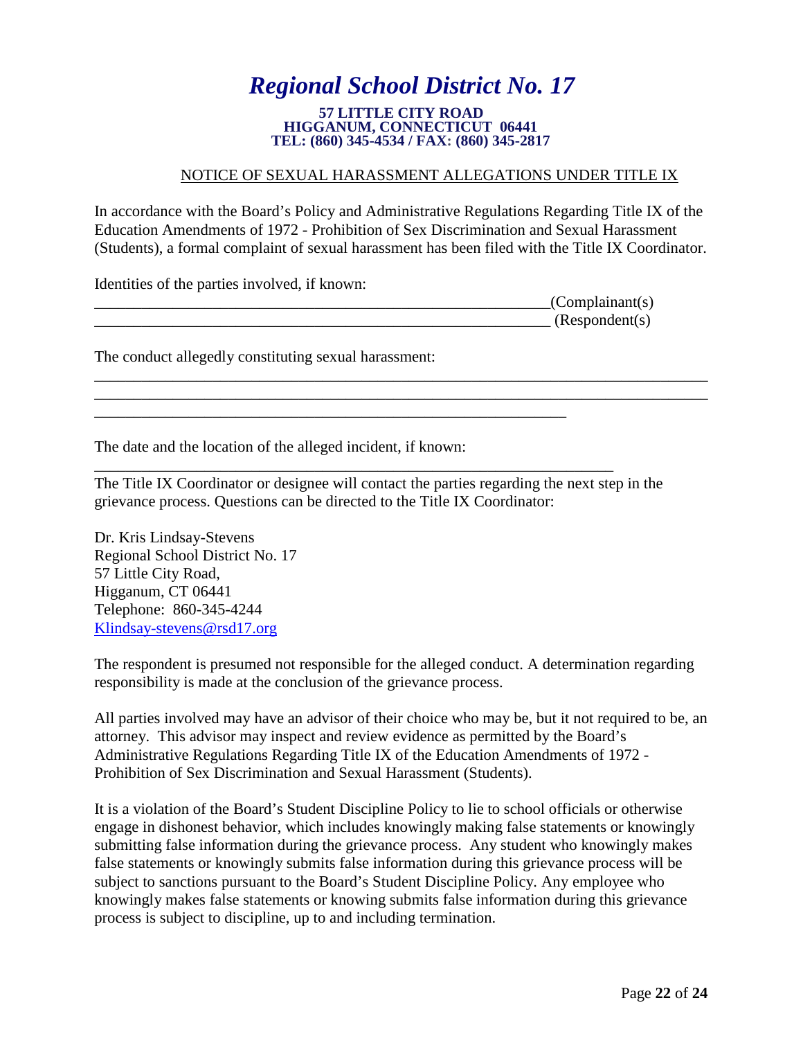# *Regional School District No. 17*

**57 LITTLE CITY ROAD**
**HIGGANUM, CONNECTICUT 06441**
**TEL: (860) 345-4534 / FAX: (860) 345-2817**

NOTICE OF SEXUAL HARASSMENT ALLEGATIONS UNDER TITLE IX

In accordance with the Board's Policy and Administrative Regulations Regarding Title IX of the Education Amendments of 1972 - Prohibition of Sex Discrimination and Sexual Harassment (Students), a formal complaint of sexual harassment has been filed with the Title IX Coordinator.

Identities of the parties involved, if known:

____________________________________________________________(Complainant(s)

____________________________________________________________ (Respondent(s)

The conduct allegedly constituting sexual harassment:

________________________________________________________________________________

________________________________________________________________________________

______________________________________________________________

The date and the location of the alleged incident, if known:

____________________________________________________________________

The Title IX Coordinator or designee will contact the parties regarding the next step in the grievance process. Questions can be directed to the Title IX Coordinator:

Dr. Kris Lindsay-Stevens
Regional School District No. 17
57 Little City Road,
Higganum, CT 06441
Telephone: 860-345-4244
Klindsay-stevens@rsd17.org

The respondent is presumed not responsible for the alleged conduct. A determination regarding responsibility is made at the conclusion of the grievance process.

All parties involved may have an advisor of their choice who may be, but it not required to be, an attorney. This advisor may inspect and review evidence as permitted by the Board's Administrative Regulations Regarding Title IX of the Education Amendments of 1972 - Prohibition of Sex Discrimination and Sexual Harassment (Students).

It is a violation of the Board's Student Discipline Policy to lie to school officials or otherwise engage in dishonest behavior, which includes knowingly making false statements or knowingly submitting false information during the grievance process. Any student who knowingly makes false statements or knowingly submits false information during this grievance process will be subject to sanctions pursuant to the Board's Student Discipline Policy. Any employee who knowingly makes false statements or knowing submits false information during this grievance process is subject to discipline, up to and including termination.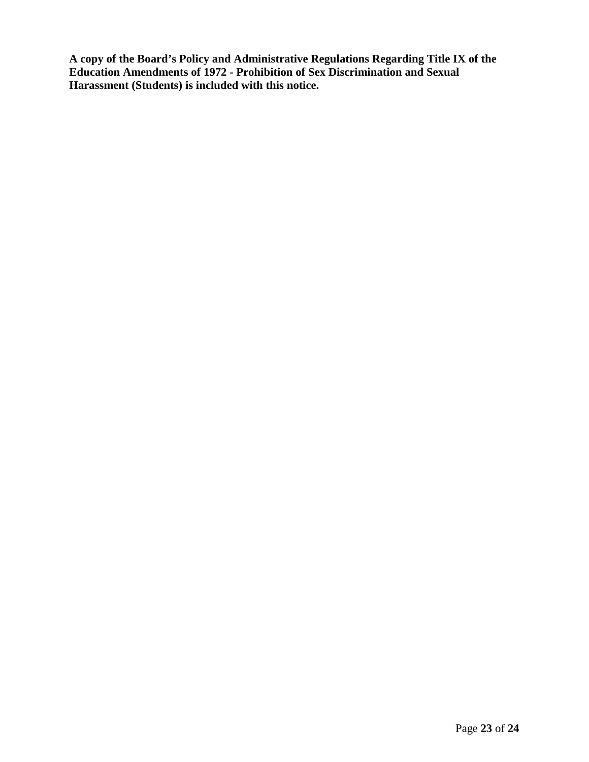**A copy of the Board's Policy and Administrative Regulations Regarding Title IX of the Education Amendments of 1972 - Prohibition of Sex Discrimination and Sexual Harassment (Students) is included with this notice.**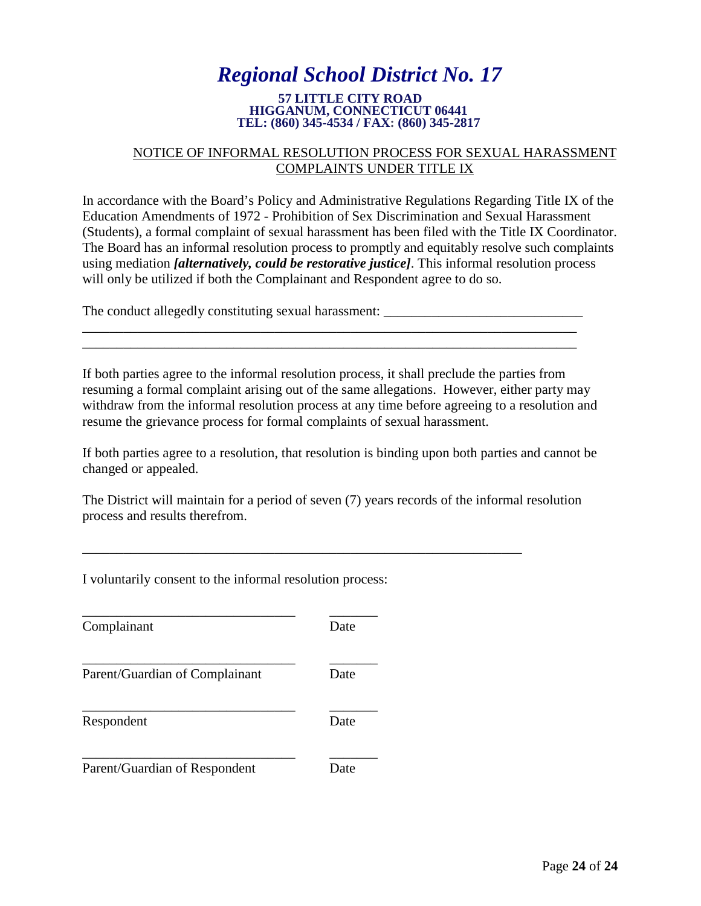# *Regional School District No. 17*

**57 LITTLE CITY ROAD**
**HIGGANUM, CONNECTICUT 06441**
**TEL: (860) 345-4534 / FAX: (860) 345-2817**

## NOTICE OF INFORMAL RESOLUTION PROCESS FOR SEXUAL HARASSMENT COMPLAINTS UNDER TITLE IX

In accordance with the Board's Policy and Administrative Regulations Regarding Title IX of the Education Amendments of 1972 - Prohibition of Sex Discrimination and Sexual Harassment (Students), a formal complaint of sexual harassment has been filed with the Title IX Coordinator. The Board has an informal resolution process to promptly and equitably resolve such complaints using mediation ***[alternatively, could be restorative justice]***. This informal resolution process will only be utilized if both the Complainant and Respondent agree to do so.

The conduct allegedly constituting sexual harassment: ______________________________
___________________________________________________________________________
___________________________________________________________________________

If both parties agree to the informal resolution process, it shall preclude the parties from resuming a formal complaint arising out of the same allegations. However, either party may withdraw from the informal resolution process at any time before agreeing to a resolution and resume the grievance process for formal complaints of sexual harassment.

If both parties agree to a resolution, that resolution is binding upon both parties and cannot be changed or appealed.

The District will maintain for a period of seven (7) years records of the informal resolution process and results therefrom.

___________________________________________________________________

I voluntarily consent to the informal resolution process:

_______________________________ _______
Complainant Date

_______________________________ _______
Parent/Guardian of Complainant Date

_______________________________ _______
Respondent Date

_______________________________ _______
Parent/Guardian of Respondent Date